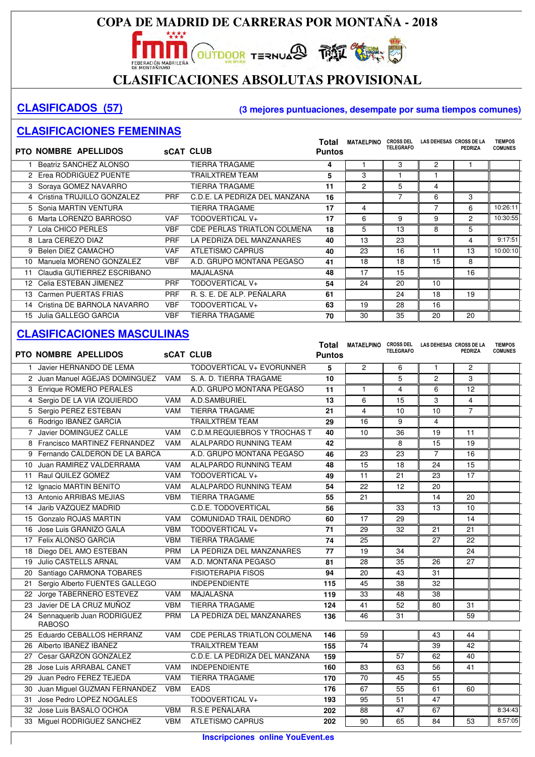# COPA DE MADRID DE CARRERAS POR MONTAÑA - 2018

## CLASIFICACIONES ABSOLUTAS PROVISIONAL

**CLASIFICADOS (57)** — **(3 mejores puntuaciones, desempate por suma tiempos comunes)**

## CLASIFICACIONES FEMENINAS

| PTO | NOMBRE APELLIDOS | sCAT | CLUB | Total Puntos | MATAELPINO | CROSS DEL TELEGRAFO | LAS DEHESAS | CROSS DE LA PEDRIZA | TIEMPOS COMUNES |
|---|---|---|---|---|---|---|---|---|---|
| 1 | Beatriz SANCHEZ ALONSO | | TIERRA TRAGAME | 4 | 1 | 3 | 2 | 1 | |
| 2 | Erea RODRIGUEZ PUENTE | | TRAILXTREM TEAM | 5 | 3 | 1 | 1 | | |
| 3 | Soraya GOMEZ NAVARRO | | TIERRA TRAGAME | 11 | 2 | 5 | 4 | | |
| 4 | Cristina TRUJILLO GONZALEZ | PRF | C.D.E. LA PEDRIZA DEL MANZANA | 16 | | 7 | 6 | 3 | |
| 5 | Sonia MARTIN VENTURA | | TIERRA TRAGAME | 17 | 4 | | 7 | 6 | 10:26:11 |
| 6 | Marta LORENZO BARROSO | VAF | TODOVERTICAL V+ | 17 | 6 | 9 | 9 | 2 | 10:30:55 |
| 7 | Lola CHICO PERLES | VBF | CDE PERLAS TRIATLON COLMENA | 18 | 5 | 13 | 8 | 5 | |
| 8 | Lara CEREZO DIAZ | PRF | LA PEDRIZA DEL MANZANARES | 40 | 13 | 23 | | 4 | 9:17:51 |
| 9 | Belen DIEZ CAMACHO | VAF | ATLETISMO CAPRUS | 40 | 23 | 16 | 11 | 13 | 10:00:10 |
| 10 | Manuela MORENO GONZALEZ | VBF | A.D. GRUPO MONTAÑA PEGASO | 41 | 18 | 18 | 15 | 8 | |
| 11 | Claudia GUTIERREZ ESCRIBANO | | MAJALASNA | 48 | 17 | 15 | | 16 | |
| 12 | Celia ESTEBAN JIMENEZ | PRF | TODOVERTICAL V+ | 54 | 24 | 20 | 10 | | |
| 13 | Carmen PUERTAS FRIAS | PRF | R. S. E. DE ALP. PEÑALARA | 61 | | 24 | 18 | 19 | |
| 14 | Cristina DE BARNOLA NAVARRO | VBF | TODOVERTICAL V+ | 63 | 19 | 28 | 16 | | |
| 15 | Julia GALLEGO GARCIA | VBF | TIERRA TRAGAME | 70 | 30 | 35 | 20 | 20 | |

## CLASIFICACIONES MASCULINAS

| PTO | NOMBRE APELLIDOS | sCAT | CLUB | Total Puntos | MATAELPINO | CROSS DEL TELEGRAFO | LAS DEHESAS | CROSS DE LA PEDRIZA | TIEMPOS COMUNES |
|---|---|---|---|---|---|---|---|---|---|
| 1 | Javier HERNANDO DE LEMA | | TODOVERTICAL V+ EVORUNNER | 5 | 2 | 6 | 1 | 2 | |
| 2 | Juan Manuel AGEJAS DOMINGUEZ | VAM | S. A. D. TIERRA TRAGAME | 10 | | 5 | 2 | 3 | |
| 3 | Enrique ROMERO PERALES | | A.D. GRUPO MONTAÑA PEGASO | 11 | 1 | 4 | 6 | 12 | |
| 4 | Sergio DE LA VIA IZQUIERDO | VAM | A.D.SAMBURIEL | 13 | 6 | 15 | 3 | 4 | |
| 5 | Sergio PEREZ ESTEBAN | VAM | TIERRA TRAGAME | 21 | 4 | 10 | 10 | 7 | |
| 6 | Rodrigo IBAÑEZ GARCIA | | TRAILXTREM TEAM | 29 | 16 | 9 | 4 | | |
| 7 | Javier DOMINGUEZ CALLE | VAM | C.D.M.REQUIEBROS Y TROCHAS T | 40 | 10 | 36 | 19 | 11 | |
| 8 | Francisco MARTINEZ FERNANDEZ | VAM | ALALPARDO RUNNING TEAM | 42 | | 8 | 15 | 19 | |
| 9 | Fernando CALDERON DE LA BARCA | | A.D. GRUPO MONTAÑA PEGASO | 46 | 23 | 23 | 7 | 16 | |
| 10 | Juan RAMIREZ VALDERRAMA | VAM | ALALPARDO RUNNING TEAM | 48 | 15 | 18 | 24 | 15 | |
| 11 | Raul QUILEZ GOMEZ | VAM | TODOVERTICAL V+ | 49 | 11 | 21 | 23 | 17 | |
| 12 | Ignacio MARTIN BENITO | VAM | ALALPARDO RUNNING TEAM | 54 | 22 | 12 | 20 | | |
| 13 | Antonio ARRIBAS MEJIAS | VBM | TIERRA TRAGAME | 55 | 21 | | 14 | 20 | |
| 14 | Jarib VAZQUEZ MADRID | | C.D.E. TODOVERTICAL | 56 | | 33 | 13 | 10 | |
| 15 | Gonzalo ROJAS MARTIN | VAM | COMUNIDAD TRAIL DENDRO | 60 | 17 | 29 | | 14 | |
| 16 | Jose Luis GRANIZO GALA | VBM | TODOVERTICAL V+ | 71 | 29 | 32 | 21 | 21 | |
| 17 | Felix ALONSO GARCIA | VBM | TIERRA TRAGAME | 74 | 25 | | 27 | 22 | |
| 18 | Diego DEL AMO ESTEBAN | PRM | LA PEDRIZA DEL MANZANARES | 77 | 19 | 34 | | 24 | |
| 19 | Julio CASTELLS ARNAL | VAM | A.D. MONTAÑA PEGASO | 81 | 28 | 35 | 26 | 27 | |
| 20 | Santiago CARMONA TOBARES | | FISIOTERAPIA FISOS | 94 | 20 | 43 | 31 | | |
| 21 | Sergio Alberto FUENTES GALLEGO | | INDEPENDIENTE | 115 | 45 | 38 | 32 | | |
| 22 | Jorge TABERNERO ESTEVEZ | VAM | MAJALASNA | 119 | 33 | 48 | 38 | | |
| 23 | Javier DE LA CRUZ MUÑOZ | VBM | TIERRA TRAGAME | 124 | 41 | 52 | 80 | 31 | |
| 24 | Sennaquerib Juan RODRIGUEZ RABOSO | PRM | LA PEDRIZA DEL MANZANARES | 136 | 46 | 31 | | 59 | |
| 25 | Eduardo CEBALLOS HERRANZ | VAM | CDE PERLAS TRIATLON COLMENA | 146 | 59 | | 43 | 44 | |
| 26 | Alberto IBAÑEZ IBAÑEZ | | TRAILXTREM TEAM | 155 | 74 | | 39 | 42 | |
| 27 | Cesar GARZON GONZALEZ | | C.D.E. LA PEDRIZA DEL MANZANA | 159 | | 57 | 62 | 40 | |
| 28 | Jose Luis ARRABAL CANET | VAM | INDEPENDIENTE | 160 | 83 | 63 | 56 | 41 | |
| 29 | Juan Pedro FEREZ TEJEDA | VAM | TIERRA TRAGAME | 170 | 70 | 45 | 55 | | |
| 30 | Juan Miguel GUZMAN FERNANDEZ | VBM | EADS | 176 | 67 | 55 | 61 | 60 | |
| 31 | Jose Pedro LOPEZ NOGALES | | TODOVERTICAL V+ | 193 | 95 | 51 | 47 | | |
| 32 | Jose Luis BASALO OCHOA | VBM | R.S.E PEÑALARA | 202 | 88 | 47 | 67 | | 8:34:43 |
| 33 | Miguel RODRIGUEZ SANCHEZ | VBM | ATLETISMO CAPRUS | 202 | 90 | 65 | 84 | 53 | 8:57:05 |

**Inscripciones online YouEvent.es**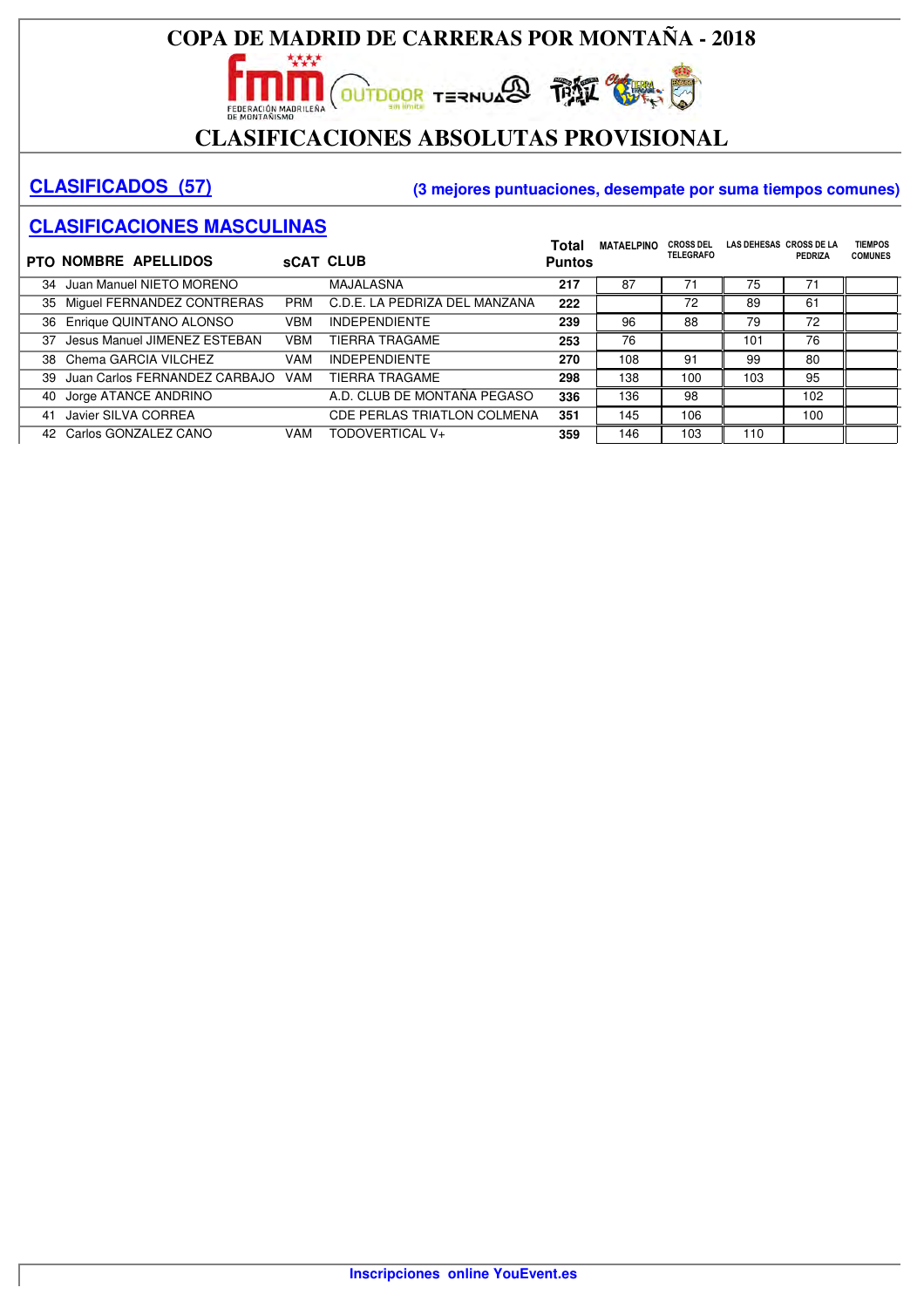# COPA DE MADRID DE CARRERAS POR MONTAÑA - 2018

## CLASIFICACIONES ABSOLUTAS PROVISIONAL

**CLASIFICADOS (57)** **(3 mejores puntuaciones, desempate por suma tiempos comunes)**

## CLASIFICACIONES MASCULINAS

| PTO | NOMBRE APELLIDOS | sCAT | CLUB | Total Puntos | MATAELPINO | CROSS DEL TELEGRAFO | LAS DEHESAS | CROSS DE LA PEDRIZA | TIEMPOS COMUNES |
|---|---|---|---|---|---|---|---|---|---|
| 34 | Juan Manuel NIETO MORENO | | MAJALASNA | **217** | 87 | 71 | 75 | 71 | |
| 35 | Miguel FERNANDEZ CONTRERAS | PRM | C.D.E. LA PEDRIZA DEL MANZANA | **222** | | 72 | 89 | 61 | |
| 36 | Enrique QUINTANO ALONSO | VBM | INDEPENDIENTE | **239** | 96 | 88 | 79 | 72 | |
| 37 | Jesus Manuel JIMENEZ ESTEBAN | VBM | TIERRA TRAGAME | **253** | 76 | | 101 | 76 | |
| 38 | Chema GARCIA VILCHEZ | VAM | INDEPENDIENTE | **270** | 108 | 91 | 99 | 80 | |
| 39 | Juan Carlos FERNANDEZ CARBAJO | VAM | TIERRA TRAGAME | **298** | 138 | 100 | 103 | 95 | |
| 40 | Jorge ATANCE ANDRINO | | A.D. CLUB DE MONTAÑA PEGASO | **336** | 136 | 98 | | 102 | |
| 41 | Javier SILVA CORREA | | CDE PERLAS TRIATLON COLMENA | **351** | 145 | 106 | | 100 | |
| 42 | Carlos GONZALEZ CANO | VAM | TODOVERTICAL V+ | **359** | 146 | 103 | 110 | | |

**Inscripciones online YouEvent.es**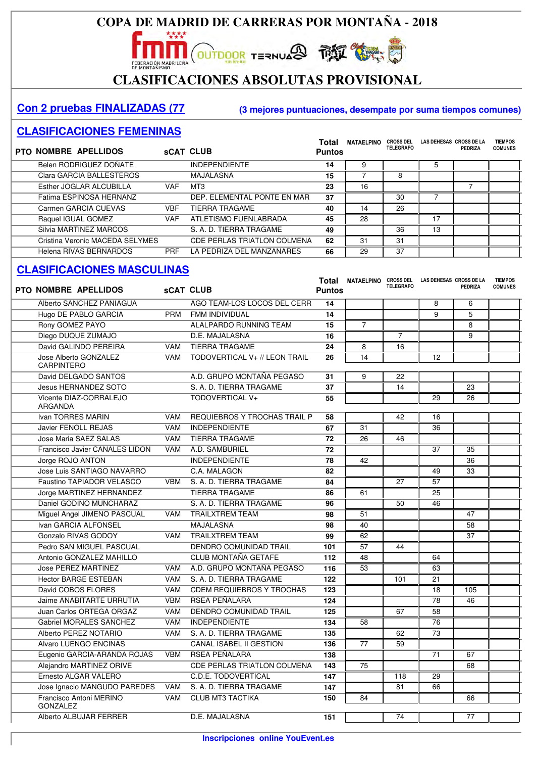# COPA DE MADRID DE CARRERAS POR MONTAÑA - 2018

## CLASIFICACIONES ABSOLUTAS PROVISIONAL

**Con 2 pruebas FINALIZADAS (77** **(3 mejores puntuaciones, desempate por suma tiempos comunes)**

## CLASIFICACIONES FEMENINAS

| PTO | NOMBRE APELLIDOS | sCAT | CLUB | Total Puntos | MATAELPINO | CROSS DEL TELEGRAFO | LAS DEHESAS | CROSS DE LA PEDRIZA | TIEMPOS COMUNES |
|---|---|---|---|---|---|---|---|---|---|
| | Belen RODRIGUEZ DOÑATE | | INDEPENDIENTE | 14 | 9 | | 5 | | |
| | Clara GARCIA BALLESTEROS | | MAJALASNA | 15 | 7 | 8 | | | |
| | Esther JOGLAR ALCUBILLA | VAF | MT3 | 23 | 16 | | | 7 | |
| | Fatima ESPINOSA HERNANZ | | DEP. ELEMENTAL PONTE EN MAR | 37 | | 30 | 7 | | |
| | Carmen GARCIA CUEVAS | VBF | TIERRA TRAGAME | 40 | 14 | 26 | | | |
| | Raquel IGUAL GOMEZ | VAF | ATLETISMO FUENLABRADA | 45 | 28 | | 17 | | |
| | Silvia MARTINEZ MARCOS | | S. A. D. TIERRA TRAGAME | 49 | | 36 | 13 | | |
| | Cristina Veronic MACEDA SELYMES | | CDE PERLAS TRIATLON COLMENA | 62 | 31 | 31 | | | |
| | Helena RIVAS BERNARDOS | PRF | LA PEDRIZA DEL MANZANARES | 66 | 29 | 37 | | | |

## CLASIFICACIONES MASCULINAS

| PTO | NOMBRE APELLIDOS | sCAT | CLUB | Total Puntos | MATAELPINO | CROSS DEL TELEGRAFO | LAS DEHESAS | CROSS DE LA PEDRIZA | TIEMPOS COMUNES |
|---|---|---|---|---|---|---|---|---|---|
| | Alberto SANCHEZ PANIAGUA | | AGO TEAM-LOS LOCOS DEL CERR | 14 | | | 8 | 6 | |
| | Hugo DE PABLO GARCIA | PRM | FMM INDIVIDUAL | 14 | | | 9 | 5 | |
| | Rony GOMEZ PAYO | | ALALPARDO RUNNING TEAM | 15 | 7 | | | 8 | |
| | Diego DUQUE ZUMAJO | | D.E. MAJALASNA | 16 | | 7 | | 9 | |
| | David GALINDO PEREIRA | VAM | TIERRA TRAGAME | 24 | 8 | 16 | | | |
| | Jose Alberto GONZALEZ CARPINTERO | VAM | TODOVERTICAL V+ // LEON TRAIL | 26 | 14 | | 12 | | |
| | David DELGADO SANTOS | | A.D. GRUPO MONTAÑA PEGASO | 31 | 9 | 22 | | | |
| | Jesus HERNANDEZ SOTO | | S. A. D. TIERRA TRAGAME | 37 | | 14 | | 23 | |
| | Vicente DIAZ-CORRALEJO ARGANDA | | TODOVERTICAL V+ | 55 | | | 29 | 26 | |
| | Ivan TORRES MARIN | VAM | REQUIEBROS Y TROCHAS TRAIL P | 58 | | 42 | 16 | | |
| | Javier FENOLL REJAS | VAM | INDEPENDIENTE | 67 | 31 | | 36 | | |
| | Jose Maria SAEZ SALAS | VAM | TIERRA TRAGAME | 72 | 26 | 46 | | | |
| | Francisco Javier CANALES LIDON | VAM | A.D. SAMBURIEL | 72 | | | 37 | 35 | |
| | Jorge ROJO ANTON | | INDEPENDIENTE | 78 | 42 | | | 36 | |
| | Jose Luis SANTIAGO NAVARRO | | C.A. MALAGON | 82 | | | 49 | 33 | |
| | Faustino TAPIADOR VELASCO | VBM | S. A. D. TIERRA TRAGAME | 84 | | 27 | 57 | | |
| | Jorge MARTINEZ HERNANDEZ | | TIERRA TRAGAME | 86 | 61 | | 25 | | |
| | Daniel GODINO MUNCHARAZ | | S. A. D. TIERRA TRAGAME | 96 | | 50 | 46 | | |
| | Miguel Angel JIMENO PASCUAL | VAM | TRAILXTREM TEAM | 98 | 51 | | | 47 | |
| | Ivan GARCIA ALFONSEL | | MAJALASNA | 98 | 40 | | | 58 | |
| | Gonzalo RIVAS GODOY | VAM | TRAILXTREM TEAM | 99 | 62 | | | 37 | |
| | Pedro SAN MIGUEL PASCUAL | | DENDRO COMUNIDAD TRAIL | 101 | 57 | 44 | | | |
| | Antonio GONZALEZ MAHILLO | | CLUB MONTAÑA GETAFE | 112 | 48 | | 64 | | |
| | Jose PEREZ MARTINEZ | VAM | A.D. GRUPO MONTAÑA PEGASO | 116 | 53 | | 63 | | |
| | Hector BARGE ESTEBAN | VAM | S. A. D. TIERRA TRAGAME | 122 | | 101 | 21 | | |
| | David COBOS FLORES | VAM | CDEM REQUIEBROS Y TROCHAS | 123 | | | 18 | 105 | |
| | Jaime ANABITARTE URRUTIA | VBM | RSEA PEÑALARA | 124 | | | 78 | 46 | |
| | Juan Carlos ORTEGA ORGAZ | VAM | DENDRO COMUNIDAD TRAIL | 125 | | 67 | 58 | | |
| | Gabriel MORALES SANCHEZ | VAM | INDEPENDIENTE | 134 | 58 | | 76 | | |
| | Alberto PEREZ NOTARIO | VAM | S. A. D. TIERRA TRAGAME | 135 | | 62 | 73 | | |
| | Alvaro LUENGO ENCINAS | | CANAL ISABEL II GESTION | 136 | 77 | 59 | | | |
| | Eugenio GARCIA-ARANDA ROJAS | VBM | RSEA PEÑALARA | 138 | | | 71 | 67 | |
| | Alejandro MARTINEZ ORIVE | | CDE PERLAS TRIATLON COLMENA | 143 | 75 | | | 68 | |
| | Ernesto ALGAR VALERO | | C.D.E. TODOVERTICAL | 147 | | 118 | 29 | | |
| | Jose Ignacio MANGUDO PAREDES | VAM | S. A. D. TIERRA TRAGAME | 147 | | 81 | 66 | | |
| | Francisco Antoni MERINO GONZALEZ | VAM | CLUB MT3 TACTIKA | 150 | 84 | | | 66 | |
| | Alberto ALBUJAR FERRER | | D.E. MAJALASNA | 151 | | 74 | | 77 | |

**Inscripciones online YouEvent.es**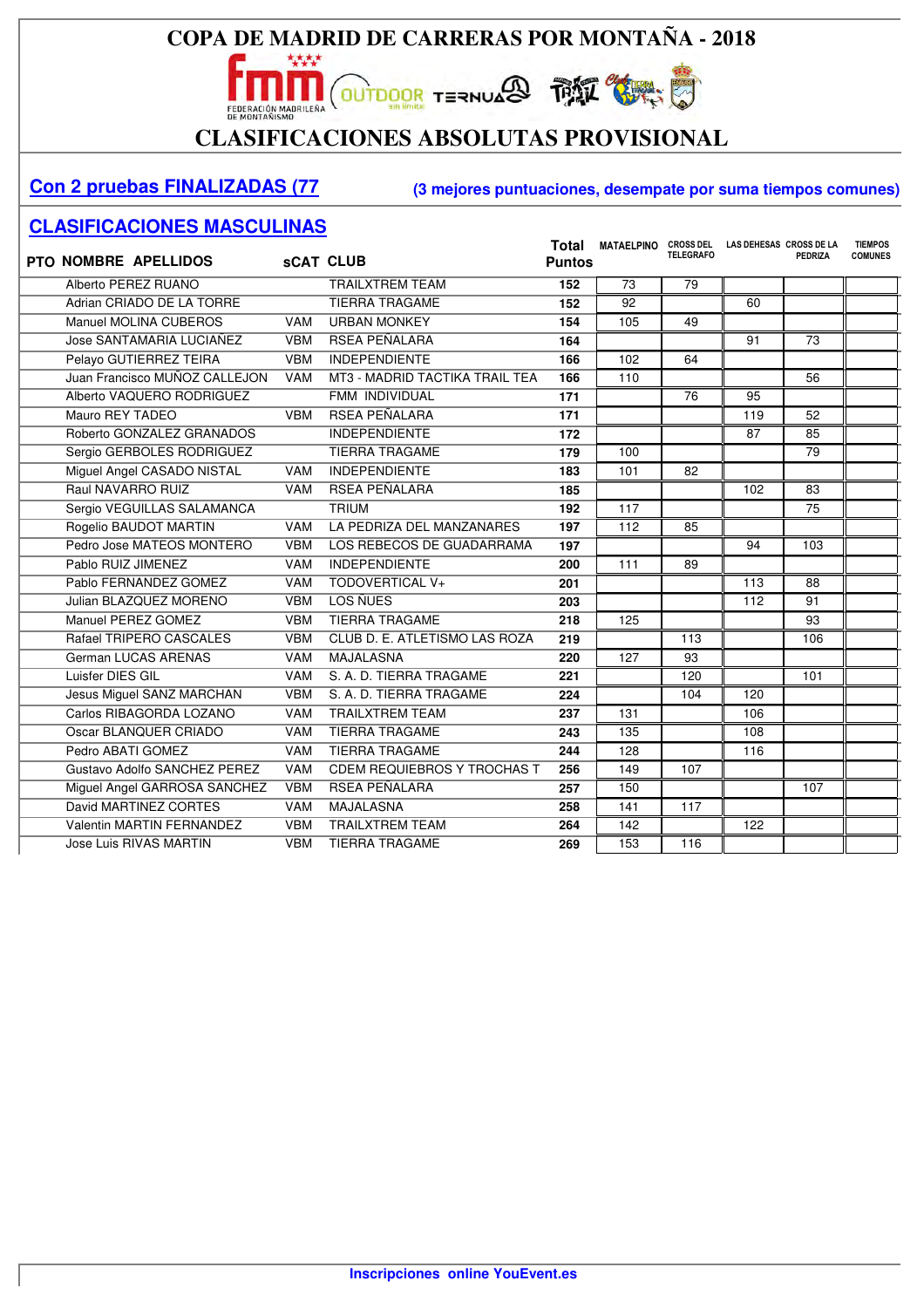# COPA DE MADRID DE CARRERAS POR MONTAÑA - 2018

## CLASIFICACIONES ABSOLUTAS PROVISIONAL

**Con 2 pruebas FINALIZADAS (77** **(3 mejores puntuaciones, desempate por suma tiempos comunes)**

## CLASIFICACIONES MASCULINAS

| PTO | NOMBRE APELLIDOS | sCAT | CLUB | Total Puntos | MATAELPINO | CROSS DEL TELEGRAFO | LAS DEHESAS | CROSS DE LA PEDRIZA | TIEMPOS COMUNES |
|---|---|---|---|---|---|---|---|---|---|
| | Alberto PEREZ RUANO | | TRAILXTREM TEAM | 152 | 73 | 79 | | | |
| | Adrian CRIADO DE LA TORRE | | TIERRA TRAGAME | 152 | 92 | | 60 | | |
| | Manuel MOLINA CUBEROS | VAM | URBAN MONKEY | 154 | 105 | 49 | | | |
| | Jose SANTAMARIA LUCIAÑEZ | VBM | RSEA PEÑALARA | 164 | | | 91 | 73 | |
| | Pelayo GUTIERREZ TEIRA | VBM | INDEPENDIENTE | 166 | 102 | 64 | | | |
| | Juan Francisco MUÑOZ CALLEJON | VAM | MT3 - MADRID TACTIKA TRAIL TEA | 166 | 110 | | | 56 | |
| | Alberto VAQUERO RODRIGUEZ | | FMM INDIVIDUAL | 171 | | 76 | 95 | | |
| | Mauro REY TADEO | VBM | RSEA PEÑALARA | 171 | | | 119 | 52 | |
| | Roberto GONZALEZ GRANADOS | | INDEPENDIENTE | 172 | | | 87 | 85 | |
| | Sergio GERBOLES RODRIGUEZ | | TIERRA TRAGAME | 179 | 100 | | | 79 | |
| | Miguel Angel CASADO NISTAL | VAM | INDEPENDIENTE | 183 | 101 | 82 | | | |
| | Raul NAVARRO RUIZ | VAM | RSEA PEÑALARA | 185 | | | 102 | 83 | |
| | Sergio VEGUILLAS SALAMANCA | | TRIUM | 192 | 117 | | | 75 | |
| | Rogelio BAUDOT MARTIN | VAM | LA PEDRIZA DEL MANZANARES | 197 | 112 | 85 | | | |
| | Pedro Jose MATEOS MONTERO | VBM | LOS REBECOS DE GUADARRAMA | 197 | | | 94 | 103 | |
| | Pablo RUIZ JIMENEZ | VAM | INDEPENDIENTE | 200 | 111 | 89 | | | |
| | Pablo FERNANDEZ GOMEZ | VAM | TODOVERTICAL V+ | 201 | | | 113 | 88 | |
| | Julian BLAZQUEZ MORENO | VBM | LOS ÑUES | 203 | | | 112 | 91 | |
| | Manuel PEREZ GOMEZ | VBM | TIERRA TRAGAME | 218 | 125 | | | 93 | |
| | Rafael TRIPERO CASCALES | VBM | CLUB D. E. ATLETISMO LAS ROZA | 219 | | 113 | | 106 | |
| | German LUCAS ARENAS | VAM | MAJALASNA | 220 | 127 | 93 | | | |
| | Luisfer DIES GIL | VAM | S. A. D. TIERRA TRAGAME | 221 | | 120 | | 101 | |
| | Jesus Miguel SANZ MARCHAN | VBM | S. A. D. TIERRA TRAGAME | 224 | | 104 | 120 | | |
| | Carlos RIBAGORDA LOZANO | VAM | TRAILXTREM TEAM | 237 | 131 | | 106 | | |
| | Oscar BLANQUER CRIADO | VAM | TIERRA TRAGAME | 243 | 135 | | 108 | | |
| | Pedro ABATI GOMEZ | VAM | TIERRA TRAGAME | 244 | 128 | | 116 | | |
| | Gustavo Adolfo SANCHEZ PEREZ | VAM | CDEM REQUIEBROS Y TROCHAS T | 256 | 149 | 107 | | | |
| | Miguel Angel GARROSA SANCHEZ | VBM | RSEA PEÑALARA | 257 | 150 | | | 107 | |
| | David MARTINEZ CORTES | VAM | MAJALASNA | 258 | 141 | 117 | | | |
| | Valentin MARTIN FERNANDEZ | VBM | TRAILXTREM TEAM | 264 | 142 | | 122 | | |
| | Jose Luis RIVAS MARTIN | VBM | TIERRA TRAGAME | 269 | 153 | 116 | | | |

**Inscripciones online YouEvent.es**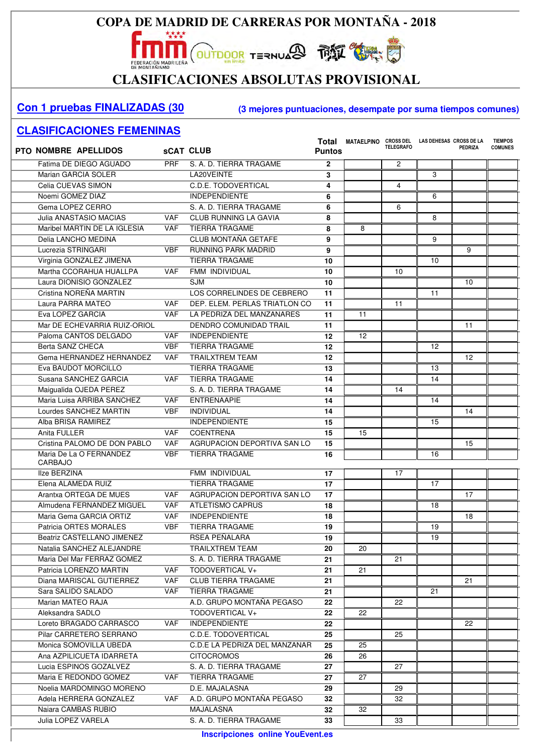# COPA DE MADRID DE CARRERAS POR MONTAÑA - 2018

## CLASIFICACIONES ABSOLUTAS PROVISIONAL

**Con 1 pruebas FINALIZADAS (30**

**(3 mejores puntuaciones, desempate por suma tiempos comunes)**

## CLASIFICACIONES FEMENINAS

| PTO | NOMBRE APELLIDOS | sCAT | CLUB | Total Puntos | MATAELPINO | CROSS DEL TELEGRAFO | LAS DEHESAS | CROSS DE LA PEDRIZA | TIEMPOS COMUNES |
|---|---|---|---|---|---|---|---|---|---|
| | Fatima DE DIEGO AGUADO | PRF | S. A. D. TIERRA TRAGAME | 2 | | 2 | | | |
| | Marian GARCIA SOLER | | LA20VEINTE | 3 | | | 3 | | |
| | Celia CUEVAS SIMON | | C.D.E. TODOVERTICAL | 4 | | 4 | | | |
| | Noemi GOMEZ DIAZ | | INDEPENDIENTE | 6 | | | 6 | | |
| | Gema LOPEZ CERRO | | S. A. D. TIERRA TRAGAME | 6 | | 6 | | | |
| | Julia ANASTASIO MACIAS | VAF | CLUB RUNNING LA GAVIA | 8 | | | 8 | | |
| | Maribel MARTIN DE LA IGLESIA | VAF | TIERRA TRAGAME | 8 | 8 | | | | |
| | Delia LANCHO MEDINA | | CLUB MONTAÑA GETAFE | 9 | | | 9 | | |
| | Lucrezia STRINGARI | VBF | RUNNING PARK MADRID | 9 | | | | 9 | |
| | Virginia GONZALEZ JIMENA | | TIERRA TRAGAME | 10 | | | 10 | | |
| | Martha CCORAHUA HUALLPA | VAF | FMM INDIVIDUAL | 10 | | 10 | | | |
| | Laura DIONISIO GONZALEZ | | SJM | 10 | | | | 10 | |
| | Cristina NOREÑA MARTIN | | LOS CORRELINDES DE CEBRERO | 11 | | | 11 | | |
| | Laura PARRA MATEO | VAF | DEP. ELEM. PERLAS TRIATLON CO | 11 | | 11 | | | |
| | Eva LOPEZ GARCIA | VAF | LA PEDRIZA DEL MANZANARES | 11 | 11 | | | | |
| | Mar DE ECHEVARRIA RUIZ-ORIOL | | DENDRO COMUNIDAD TRAIL | 11 | | | | 11 | |
| | Paloma CANTOS DELGADO | VAF | INDEPENDIENTE | 12 | 12 | | | | |
| | Berta SANZ CHECA | VBF | TIERRA TRAGAME | 12 | | | 12 | | |
| | Gema HERNANDEZ HERNANDEZ | VAF | TRAILXTREM TEAM | 12 | | | | 12 | |
| | Eva BAUDOT MORCILLO | | TIERRA TRAGAME | 13 | | | 13 | | |
| | Susana SANCHEZ GARCIA | VAF | TIERRA TRAGAME | 14 | | | 14 | | |
| | Maigualida OJEDA PEREZ | | S. A. D. TIERRA TRAGAME | 14 | | 14 | | | |
| | Maria Luisa ARRIBA SANCHEZ | VAF | ENTRENAAPIE | 14 | | | 14 | | |
| | Lourdes SANCHEZ MARTIN | VBF | INDIVIDUAL | 14 | | | | 14 | |
| | Alba BRISA RAMIREZ | | INDEPENDIENTE | 15 | | | 15 | | |
| | Anita FULLER | VAF | COENTRENA | 15 | 15 | | | | |
| | Cristina PALOMO DE DON PABLO | VAF | AGRUPACION DEPORTIVA SAN LO | 15 | | | | 15 | |
| | Maria De La O FERNANDEZ CARBAJO | VBF | TIERRA TRAGAME | 16 | | | 16 | | |
| | Ilze BERZINA | | FMM INDIVIDUAL | 17 | | 17 | | | |
| | Elena ALAMEDA RUIZ | | TIERRA TRAGAME | 17 | | | 17 | | |
| | Arantxa ORTEGA DE MUES | VAF | AGRUPACION DEPORTIVA SAN LO | 17 | | | | 17 | |
| | Almudena FERNANDEZ MIGUEL | VAF | ATLETISMO CAPRUS | 18 | | | 18 | | |
| | Maria Gema GARCIA ORTIZ | VAF | INDEPENDIENTE | 18 | | | | 18 | |
| | Patricia ORTES MORALES | VBF | TIERRA TRAGAME | 19 | | | 19 | | |
| | Beatriz CASTELLANO JIMENEZ | | RSEA PEÑALARA | 19 | | | 19 | | |
| | Natalia SANCHEZ ALEJANDRE | | TRAILXTREM TEAM | 20 | 20 | | | | |
| | Maria Del Mar FERRAZ GOMEZ | | S. A. D. TIERRA TRAGAME | 21 | | 21 | | | |
| | Patricia LORENZO MARTIN | VAF | TODOVERTICAL V+ | 21 | 21 | | | | |
| | Diana MARISCAL GUTIERREZ | VAF | CLUB TIERRA TRAGAME | 21 | | | | 21 | |
| | Sara SALIDO SALADO | VAF | TIERRA TRAGAME | 21 | | | 21 | | |
| | Marian MATEO RAJA | | A.D. GRUPO MONTAÑA PEGASO | 22 | | 22 | | | |
| | Aleksandra SADLO | | TODOVERTICAL V+ | 22 | 22 | | | | |
| | Loreto BRAGADO CARRASCO | VAF | INDEPENDIENTE | 22 | | | | 22 | |
| | Pilar CARRETERO SERRANO | | C.D.E. TODOVERTICAL | 25 | | 25 | | | |
| | Monica SOMOVILLA UBEDA | | C.D.E LA PEDRIZA DEL MANZANAR | 25 | 25 | | | | |
| | Ana AZPILICUETA IDARRETA | | CITOCROMOS | 26 | 26 | | | | |
| | Lucia ESPINOS GOZALVEZ | | S. A. D. TIERRA TRAGAME | 27 | | 27 | | | |
| | Maria E REDONDO GOMEZ | VAF | TIERRA TRAGAME | 27 | 27 | | | | |
| | Noelia MARDOMINGO MORENO | | D.E. MAJALASNA | 29 | | 29 | | | |
| | Adela HERRERA GONZALEZ | VAF | A.D. GRUPO MONTAÑA PEGASO | 32 | | 32 | | | |
| | Naiara CAMBAS RUBIO | | MAJALASNA | 32 | 32 | | | | |
| | Julia LOPEZ VARELA | | S. A. D. TIERRA TRAGAME | 33 | | 33 | | | |

**Inscripciones online YouEvent.es**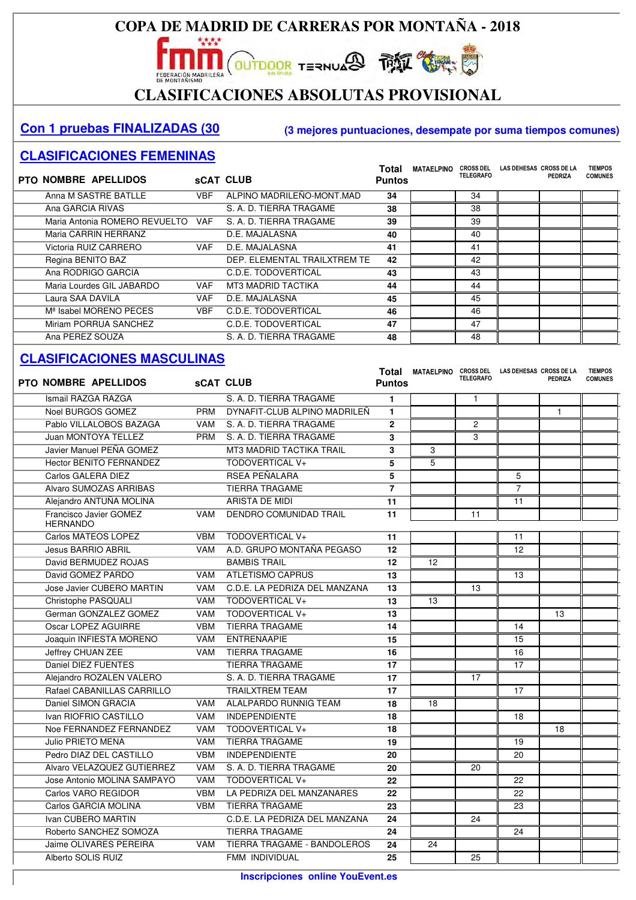# COPA DE MADRID DE CARRERAS POR MONTAÑA - 2018

## CLASIFICACIONES ABSOLUTAS PROVISIONAL

**Con 1 pruebas FINALIZADAS (30** **(3 mejores puntuaciones, desempate por suma tiempos comunes)**

## CLASIFICACIONES FEMENINAS

| PTO | NOMBRE APELLIDOS | sCAT | CLUB | Total Puntos | MATAELPINO | CROSS DEL TELEGRAFO | LAS DEHESAS | CROSS DE LA PEDRIZA | TIEMPOS COMUNES |
|---|---|---|---|---|---|---|---|---|---|
| | Anna M SASTRE BATLLE | VBF | ALPINO MADRILEÑO-MONT.MAD | 34 | | 34 | | | |
| | Ana GARCIA RIVAS | | S. A. D. TIERRA TRAGAME | 38 | | 38 | | | |
| | Maria Antonia ROMERO REVUELTO | VAF | S. A. D. TIERRA TRAGAME | 39 | | 39 | | | |
| | Maria CARRIN HERRANZ | | D.E. MAJALASNA | 40 | | 40 | | | |
| | Victoria RUIZ CARRERO | VAF | D.E. MAJALASNA | 41 | | 41 | | | |
| | Regina BENITO BAZ | | DEP. ELEMENTAL TRAILXTREM TE | 42 | | 42 | | | |
| | Ana RODRIGO GARCIA | | C.D.E. TODOVERTICAL | 43 | | 43 | | | |
| | Maria Lourdes GIL JABARDO | VAF | MT3 MADRID TACTIKA | 44 | | 44 | | | |
| | Laura SAA DAVILA | VAF | D.E. MAJALASNA | 45 | | 45 | | | |
| | Mª Isabel MORENO PECES | VBF | C.D.E. TODOVERTICAL | 46 | | 46 | | | |
| | Miriam PORRUA SANCHEZ | | C.D.E. TODOVERTICAL | 47 | | 47 | | | |
| | Ana PEREZ SOUZA | | S. A. D. TIERRA TRAGAME | 48 | | 48 | | | |

## CLASIFICACIONES MASCULINAS

| PTO | NOMBRE APELLIDOS | sCAT | CLUB | Total Puntos | MATAELPINO | CROSS DEL TELEGRAFO | LAS DEHESAS | CROSS DE LA PEDRIZA | TIEMPOS COMUNES |
|---|---|---|---|---|---|---|---|---|---|
| | Ismail RAZGA RAZGA | | S. A. D. TIERRA TRAGAME | 1 | | 1 | | | |
| | Noel BURGOS GOMEZ | PRM | DYNAFIT-CLUB ALPINO MADRILEÑ | 1 | | | | 1 | |
| | Pablo VILLALOBOS BAZAGA | VAM | S. A. D. TIERRA TRAGAME | 2 | | 2 | | | |
| | Juan MONTOYA TELLEZ | PRM | S. A. D. TIERRA TRAGAME | 3 | | 3 | | | |
| | Javier Manuel PEÑA GOMEZ | | MT3 MADRID TACTIKA TRAIL | 3 | 3 | | | | |
| | Hector BENITO FERNANDEZ | | TODOVERTICAL V+ | 5 | 5 | | | | |
| | Carlos GALERA DIEZ | | RSEA PEÑALARA | 5 | | | 5 | | |
| | Alvaro SUMOZAS ARRIBAS | | TIERRA TRAGAME | 7 | | | 7 | | |
| | Alejandro ANTUÑA MOLINA | | ARISTA DE MIDI | 11 | | | 11 | | |
| | Francisco Javier GOMEZ HERNANDO | VAM | DENDRO COMUNIDAD TRAIL | 11 | | 11 | | | |
| | Carlos MATEOS LOPEZ | VBM | TODOVERTICAL V+ | 11 | | | 11 | | |
| | Jesus BARRIO ABRIL | VAM | A.D. GRUPO MONTAÑA PEGASO | 12 | | | 12 | | |
| | David BERMUDEZ ROJAS | | BAMBIS TRAIL | 12 | 12 | | | | |
| | David GOMEZ PARDO | VAM | ATLETISMO CAPRUS | 13 | | | 13 | | |
| | Jose Javier CUBERO MARTIN | VAM | C.D.E. LA PEDRIZA DEL MANZANA | 13 | | 13 | | | |
| | Christophe PASQUALI | VAM | TODOVERTICAL V+ | 13 | 13 | | | | |
| | German GONZALEZ GOMEZ | VAM | TODOVERTICAL V+ | 13 | | | | 13 | |
| | Oscar LOPEZ AGUIRRE | VBM | TIERRA TRAGAME | 14 | | | 14 | | |
| | Joaquin INFIESTA MORENO | VAM | ENTRENAAPIE | 15 | | | 15 | | |
| | Jeffrey CHUAN ZEE | VAM | TIERRA TRAGAME | 16 | | | 16 | | |
| | Daniel DIEZ FUENTES | | TIERRA TRAGAME | 17 | | | 17 | | |
| | Alejandro ROZALEN VALERO | | S. A. D. TIERRA TRAGAME | 17 | | 17 | | | |
| | Rafael CABANILLAS CARRILLO | | TRAILXTREM TEAM | 17 | | | 17 | | |
| | Daniel SIMON GRACIA | VAM | ALALPARDO RUNNIG TEAM | 18 | 18 | | | | |
| | Ivan RIOFRIO CASTILLO | VAM | INDEPENDIENTE | 18 | | | 18 | | |
| | Noe FERNANDEZ FERNANDEZ | VAM | TODOVERTICAL V+ | 18 | | | | 18 | |
| | Julio PRIETO MENA | VAM | TIERRA TRAGAME | 19 | | | 19 | | |
| | Pedro DIAZ DEL CASTILLO | VBM | INDEPENDIENTE | 20 | | | 20 | | |
| | Alvaro VELAZQUEZ GUTIERREZ | VAM | S. A. D. TIERRA TRAGAME | 20 | | 20 | | | |
| | Jose Antonio MOLINA SAMPAYO | VAM | TODOVERTICAL V+ | 22 | | | 22 | | |
| | Carlos VARO REGIDOR | VBM | LA PEDRIZA DEL MANZANARES | 22 | | | 22 | | |
| | Carlos GARCIA MOLINA | VBM | TIERRA TRAGAME | 23 | | | 23 | | |
| | Ivan CUBERO MARTIN | | C.D.E. LA PEDRIZA DEL MANZANA | 24 | | 24 | | | |
| | Roberto SANCHEZ SOMOZA | | TIERRA TRAGAME | 24 | | | 24 | | |
| | Jaime OLIVARES PEREIRA | VAM | TIERRA TRAGAME - BANDOLEROS | 24 | 24 | | | | |
| | Alberto SOLIS RUIZ | | FMM INDIVIDUAL | 25 | | 25 | | | |

**Inscripciones online YouEvent.es**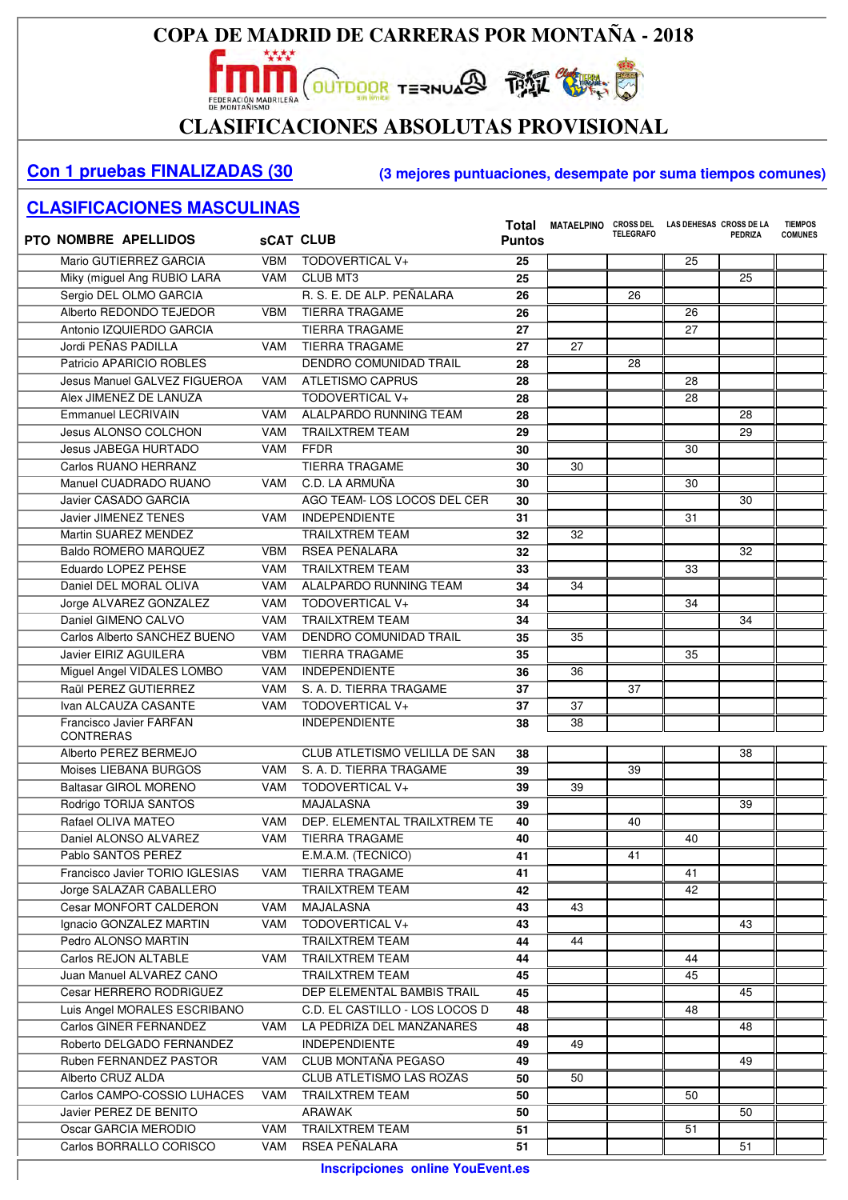# COPA DE MADRID DE CARRERAS POR MONTAÑA - 2018

## CLASIFICACIONES ABSOLUTAS PROVISIONAL

**Con 1 pruebas FINALIZADAS (30**

**(3 mejores puntuaciones, desempate por suma tiempos comunes)**

## CLASIFICACIONES MASCULINAS

| PTO | NOMBRE APELLIDOS | sCAT | CLUB | Total Puntos | MATAELPINO | CROSS DEL TELEGRAFO | LAS DEHESAS | CROSS DE LA PEDRIZA | TIEMPOS COMUNES |
|---|---|---|---|---|---|---|---|---|---|
| | Mario GUTIERREZ GARCIA | VBM | TODOVERTICAL V+ | 25 | | | 25 | | |
| | Miky (miguel Ang RUBIO LARA | VAM | CLUB MT3 | 25 | | | | 25 | |
| | Sergio DEL OLMO GARCIA | | R. S. E. DE ALP. PEÑALARA | 26 | | 26 | | | |
| | Alberto REDONDO TEJEDOR | VBM | TIERRA TRAGAME | 26 | | | 26 | | |
| | Antonio IZQUIERDO GARCIA | | TIERRA TRAGAME | 27 | | | 27 | | |
| | Jordi PEÑAS PADILLA | VAM | TIERRA TRAGAME | 27 | 27 | | | | |
| | Patricio APARICIO ROBLES | | DENDRO COMUNIDAD TRAIL | 28 | | 28 | | | |
| | Jesus Manuel GALVEZ FIGUEROA | VAM | ATLETISMO CAPRUS | 28 | | | 28 | | |
| | Alex JIMENEZ DE LANUZA | | TODOVERTICAL V+ | 28 | | | 28 | | |
| | Emmanuel LECRIVAIN | VAM | ALALPARDO RUNNING TEAM | 28 | | | | 28 | |
| | Jesus ALONSO COLCHON | VAM | TRAILXTREM TEAM | 29 | | | | 29 | |
| | Jesus JABEGA HURTADO | VAM | FFDR | 30 | | | 30 | | |
| | Carlos RUANO HERRANZ | | TIERRA TRAGAME | 30 | 30 | | | | |
| | Manuel CUADRADO RUANO | VAM | C.D. LA ARMUÑA | 30 | | | 30 | | |
| | Javier CASADO GARCIA | | AGO TEAM- LOS LOCOS DEL CER | 30 | | | | 30 | |
| | Javier JIMENEZ TENES | VAM | INDEPENDIENTE | 31 | | | 31 | | |
| | Martin SUAREZ MENDEZ | | TRAILXTREM TEAM | 32 | 32 | | | | |
| | Baldo ROMERO MARQUEZ | VBM | RSEA PEÑALARA | 32 | | | | 32 | |
| | Eduardo LOPEZ PEHSE | VAM | TRAILXTREM TEAM | 33 | | | 33 | | |
| | Daniel DEL MORAL OLIVA | VAM | ALALPARDO RUNNING TEAM | 34 | 34 | | | | |
| | Jorge ALVAREZ GONZALEZ | VAM | TODOVERTICAL V+ | 34 | | | 34 | | |
| | Daniel GIMENO CALVO | VAM | TRAILXTREM TEAM | 34 | | | | 34 | |
| | Carlos Alberto SANCHEZ BUENO | VAM | DENDRO COMUNIDAD TRAIL | 35 | 35 | | | | |
| | Javier EIRIZ AGUILERA | VBM | TIERRA TRAGAME | 35 | | | 35 | | |
| | Miguel Angel VIDALES LOMBO | VAM | INDEPENDIENTE | 36 | 36 | | | | |
| | Raül PEREZ GUTIERREZ | VAM | S. A. D. TIERRA TRAGAME | 37 | | 37 | | | |
| | Ivan ALCAUZA CASANTE | VAM | TODOVERTICAL V+ | 37 | 37 | | | | |
| | Francisco Javier FARFAN CONTRERAS | | INDEPENDIENTE | 38 | 38 | | | | |
| | Alberto PEREZ BERMEJO | | CLUB ATLETISMO VELILLA DE SAN | 38 | | | | 38 | |
| | Moises LIEBANA BURGOS | VAM | S. A. D. TIERRA TRAGAME | 39 | | 39 | | | |
| | Baltasar GIROL MORENO | VAM | TODOVERTICAL V+ | 39 | 39 | | | | |
| | Rodrigo TORIJA SANTOS | | MAJALASNA | 39 | | | | 39 | |
| | Rafael OLIVA MATEO | VAM | DEP. ELEMENTAL TRAILXTREM TE | 40 | | 40 | | | |
| | Daniel ALONSO ALVAREZ | VAM | TIERRA TRAGAME | 40 | | | 40 | | |
| | Pablo SANTOS PEREZ | | E.M.A.M. (TECNICO) | 41 | | 41 | | | |
| | Francisco Javier TORIO IGLESIAS | VAM | TIERRA TRAGAME | 41 | | | 41 | | |
| | Jorge SALAZAR CABALLERO | | TRAILXTREM TEAM | 42 | | | 42 | | |
| | Cesar MONFORT CALDERON | VAM | MAJALASNA | 43 | 43 | | | | |
| | Ignacio GONZALEZ MARTIN | VAM | TODOVERTICAL V+ | 43 | | | | 43 | |
| | Pedro ALONSO MARTIN | | TRAILXTREM TEAM | 44 | 44 | | | | |
| | Carlos REJON ALTABLE | VAM | TRAILXTREM TEAM | 44 | | | 44 | | |
| | Juan Manuel ALVAREZ CANO | | TRAILXTREM TEAM | 45 | | | 45 | | |
| | Cesar HERRERO RODRIGUEZ | | DEP ELEMENTAL BAMBIS TRAIL | 45 | | | | 45 | |
| | Luis Angel MORALES ESCRIBANO | | C.D. EL CASTILLO - LOS LOCOS D | 48 | | | 48 | | |
| | Carlos GINER FERNANDEZ | VAM | LA PEDRIZA DEL MANZANARES | 48 | | | | 48 | |
| | Roberto DELGADO FERNANDEZ | | INDEPENDIENTE | 49 | 49 | | | | |
| | Ruben FERNANDEZ PASTOR | VAM | CLUB MONTAÑA PEGASO | 49 | | | | 49 | |
| | Alberto CRUZ ALDA | | CLUB ATLETISMO LAS ROZAS | 50 | 50 | | | | |
| | Carlos CAMPO-COSSIO LUHACES | VAM | TRAILXTREM TEAM | 50 | | | 50 | | |
| | Javier PEREZ DE BENITO | | ARAWAK | 50 | | | | 50 | |
| | Oscar GARCIA MERODIO | VAM | TRAILXTREM TEAM | 51 | | | 51 | | |
| | Carlos BORRALLO CORISCO | VAM | RSEA PEÑALARA | 51 | | | | 51 | |

**Inscripciones online YouEvent.es**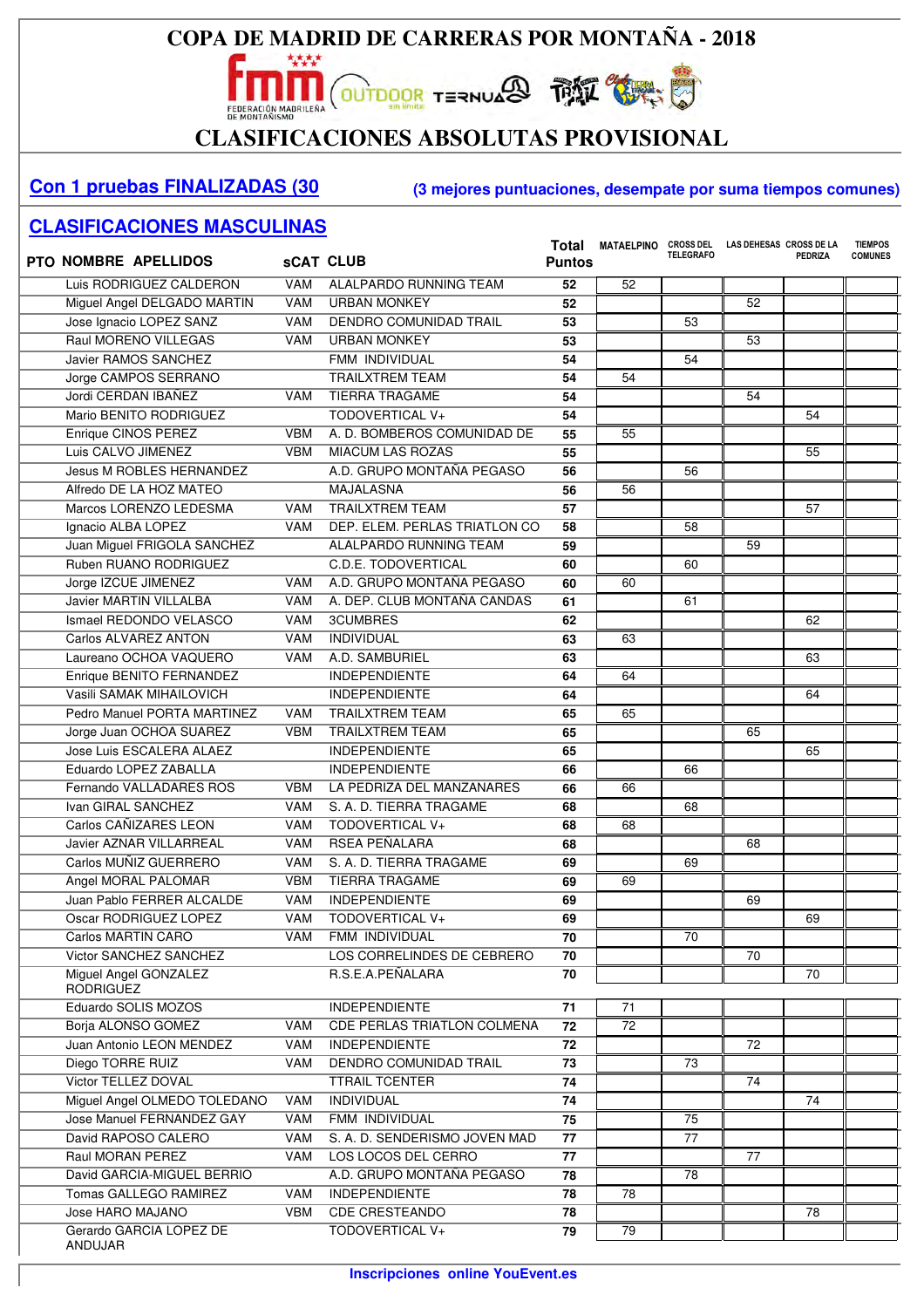# COPA DE MADRID DE CARRERAS POR MONTAÑA - 2018

## CLASIFICACIONES ABSOLUTAS PROVISIONAL

**Con 1 pruebas FINALIZADAS (30**

**(3 mejores puntuaciones, desempate por suma tiempos comunes)**

## CLASIFICACIONES MASCULINAS

| PTO | NOMBRE APELLIDOS | sCAT | CLUB | Total Puntos | MATAELPINO | CROSS DEL TELEGRAFO | LAS DEHESAS | CROSS DE LA PEDRIZA | TIEMPOS COMUNES |
|---|---|---|---|---|---|---|---|---|---|
| | Luis RODRIGUEZ CALDERON | VAM | ALALPARDO RUNNING TEAM | 52 | 52 | | | | |
| | Miguel Angel DELGADO MARTIN | VAM | URBAN MONKEY | 52 | | | 52 | | |
| | Jose Ignacio LOPEZ SANZ | VAM | DENDRO COMUNIDAD TRAIL | 53 | | 53 | | | |
| | Raul MORENO VILLEGAS | VAM | URBAN MONKEY | 53 | | | 53 | | |
| | Javier RAMOS SANCHEZ | | FMM INDIVIDUAL | 54 | | 54 | | | |
| | Jorge CAMPOS SERRANO | | TRAILXTREM TEAM | 54 | 54 | | | | |
| | Jordi CERDAN IBAÑEZ | VAM | TIERRA TRAGAME | 54 | | | 54 | | |
| | Mario BENITO RODRIGUEZ | | TODOVERTICAL V+ | 54 | | | | 54 | |
| | Enrique CINOS PEREZ | VBM | A. D. BOMBEROS COMUNIDAD DE | 55 | 55 | | | | |
| | Luis CALVO JIMENEZ | VBM | MIACUM LAS ROZAS | 55 | | | | 55 | |
| | Jesus M ROBLES HERNANDEZ | | A.D. GRUPO MONTAÑA PEGASO | 56 | | 56 | | | |
| | Alfredo DE LA HOZ MATEO | | MAJALASNA | 56 | 56 | | | | |
| | Marcos LORENZO LEDESMA | VAM | TRAILXTREM TEAM | 57 | | | | 57 | |
| | Ignacio ALBA LOPEZ | VAM | DEP. ELEM. PERLAS TRIATLON CO | 58 | | 58 | | | |
| | Juan Miguel FRIGOLA SANCHEZ | | ALALPARDO RUNNING TEAM | 59 | | | 59 | | |
| | Ruben RUANO RODRIGUEZ | | C.D.E. TODOVERTICAL | 60 | | 60 | | | |
| | Jorge IZCUE JIMENEZ | VAM | A.D. GRUPO MONTAÑA PEGASO | 60 | 60 | | | | |
| | Javier MARTIN VILLALBA | VAM | A. DEP. CLUB MONTAÑA CANDAS | 61 | | 61 | | | |
| | Ismael REDONDO VELASCO | VAM | 3CUMBRES | 62 | | | | 62 | |
| | Carlos ALVAREZ ANTON | VAM | INDIVIDUAL | 63 | 63 | | | | |
| | Laureano OCHOA VAQUERO | VAM | A.D. SAMBURIEL | 63 | | | | 63 | |
| | Enrique BENITO FERNANDEZ | | INDEPENDIENTE | 64 | 64 | | | | |
| | Vasili SAMAK MIHAILOVICH | | INDEPENDIENTE | 64 | | | | 64 | |
| | Pedro Manuel PORTA MARTINEZ | VAM | TRAILXTREM TEAM | 65 | 65 | | | | |
| | Jorge Juan OCHOA SUAREZ | VBM | TRAILXTREM TEAM | 65 | | | 65 | | |
| | Jose Luis ESCALERA ALAEZ | | INDEPENDIENTE | 65 | | | | 65 | |
| | Eduardo LOPEZ ZABALLA | | INDEPENDIENTE | 66 | | 66 | | | |
| | Fernando VALLADARES ROS | VBM | LA PEDRIZA DEL MANZANARES | 66 | 66 | | | | |
| | Ivan GIRAL SANCHEZ | VAM | S. A. D. TIERRA TRAGAME | 68 | | 68 | | | |
| | Carlos CAÑIZARES LEON | VAM | TODOVERTICAL V+ | 68 | 68 | | | | |
| | Javier AZNAR VILLARREAL | VAM | RSEA PEÑALARA | 68 | | | 68 | | |
| | Carlos MUÑIZ GUERRERO | VAM | S. A. D. TIERRA TRAGAME | 69 | | 69 | | | |
| | Angel MORAL PALOMAR | VBM | TIERRA TRAGAME | 69 | 69 | | | | |
| | Juan Pablo FERRER ALCALDE | VAM | INDEPENDIENTE | 69 | | | 69 | | |
| | Oscar RODRIGUEZ LOPEZ | VAM | TODOVERTICAL V+ | 69 | | | | 69 | |
| | Carlos MARTIN CARO | VAM | FMM INDIVIDUAL | 70 | | 70 | | | |
| | Victor SANCHEZ SANCHEZ | | LOS CORRELINDES DE CEBRERO | 70 | | | 70 | | |
| | Miguel Angel GONZALEZ RODRIGUEZ | | R.S.E.A.PEÑALARA | 70 | | | | 70 | |
| | Eduardo SOLIS MOZOS | | INDEPENDIENTE | 71 | 71 | | | | |
| | Borja ALONSO GOMEZ | VAM | CDE PERLAS TRIATLON COLMENA | 72 | 72 | | | | |
| | Juan Antonio LEON MENDEZ | VAM | INDEPENDIENTE | 72 | | | 72 | | |
| | Diego TORRE RUIZ | VAM | DENDRO COMUNIDAD TRAIL | 73 | | 73 | | | |
| | Victor TELLEZ DOVAL | | TTRAIL TCENTER | 74 | | | 74 | | |
| | Miguel Angel OLMEDO TOLEDANO | VAM | INDIVIDUAL | 74 | | | | 74 | |
| | Jose Manuel FERNANDEZ GAY | VAM | FMM INDIVIDUAL | 75 | | 75 | | | |
| | David RAPOSO CALERO | VAM | S. A. D. SENDERISMO JOVEN MAD | 77 | | 77 | | | |
| | Raul MORAN PEREZ | VAM | LOS LOCOS DEL CERRO | 77 | | | 77 | | |
| | David GARCIA-MIGUEL BERRIO | | A.D. GRUPO MONTAÑA PEGASO | 78 | | 78 | | | |
| | Tomas GALLEGO RAMIREZ | VAM | INDEPENDIENTE | 78 | 78 | | | | |
| | Jose HARO MAJANO | VBM | CDE CRESTEANDO | 78 | | | | 78 | |
| | Gerardo GARCIA LOPEZ DE ANDUJAR | | TODOVERTICAL V+ | 79 | 79 | | | | |

**Inscripciones online YouEvent.es**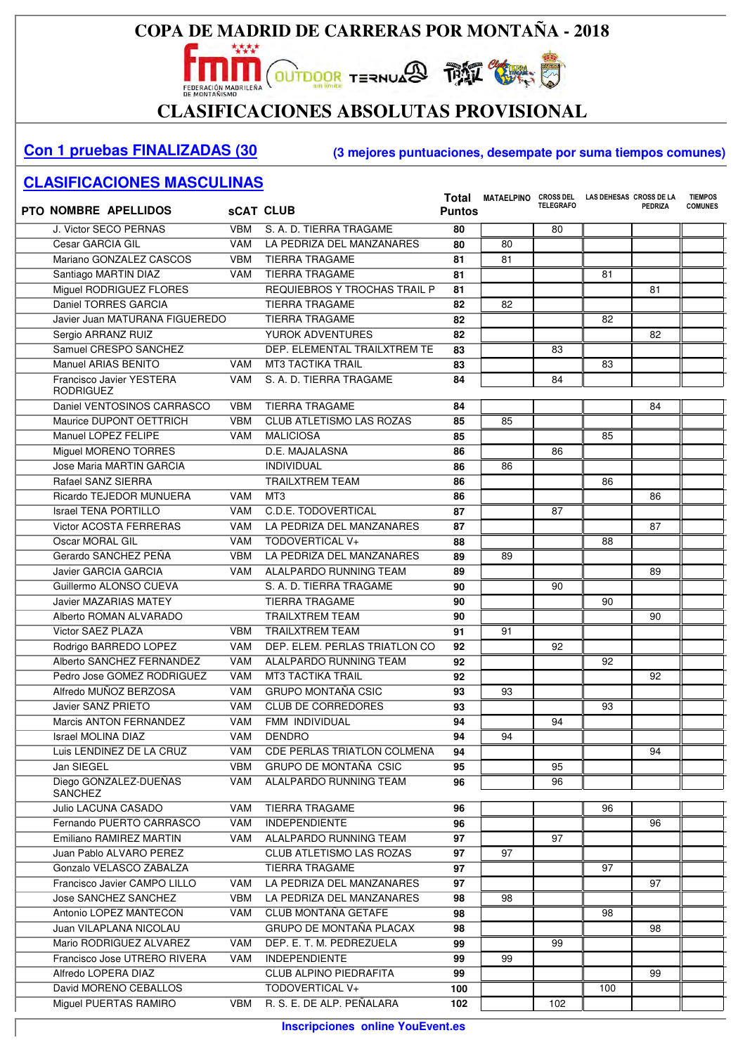# COPA DE MADRID DE CARRERAS POR MONTAÑA - 2018

## CLASIFICACIONES ABSOLUTAS PROVISIONAL

**Con 1 pruebas FINALIZADAS (30**

**(3 mejores puntuaciones, desempate por suma tiempos comunes)**

## CLASIFICACIONES MASCULINAS

| PTO | NOMBRE APELLIDOS | sCAT | CLUB | Total Puntos | MATAELPINO | CROSS DEL TELEGRAFO | LAS DEHESAS | CROSS DE LA PEDRIZA | TIEMPOS COMUNES |
|---|---|---|---|---|---|---|---|---|---|
| | J. Victor SECO PERNAS | VBM | S. A. D. TIERRA TRAGAME | 80 | | 80 | | | |
| | Cesar GARCIA GIL | VAM | LA PEDRIZA DEL MANZANARES | 80 | 80 | | | | |
| | Mariano GONZALEZ CASCOS | VBM | TIERRA TRAGAME | 81 | 81 | | | | |
| | Santiago MARTIN DIAZ | VAM | TIERRA TRAGAME | 81 | | | 81 | | |
| | Miguel RODRIGUEZ FLORES | | REQUIEBROS Y TROCHAS TRAIL P | 81 | | | | 81 | |
| | Daniel TORRES GARCIA | | TIERRA TRAGAME | 82 | 82 | | | | |
| | Javier Juan MATURANA FIGUEREDO | | TIERRA TRAGAME | 82 | | | 82 | | |
| | Sergio ARRANZ RUIZ | | YUROK ADVENTURES | 82 | | | | 82 | |
| | Samuel CRESPO SANCHEZ | | DEP. ELEMENTAL TRAILXTREM TE | 83 | | 83 | | | |
| | Manuel ARIAS BENITO | VAM | MT3 TACTIKA TRAIL | 83 | | | 83 | | |
| | Francisco Javier YESTERA RODRIGUEZ | VAM | S. A. D. TIERRA TRAGAME | 84 | | 84 | | | |
| | Daniel VENTOSINOS CARRASCO | VBM | TIERRA TRAGAME | 84 | | | | 84 | |
| | Maurice DUPONT OETTRICH | VBM | CLUB ATLETISMO LAS ROZAS | 85 | 85 | | | | |
| | Manuel LOPEZ FELIPE | VAM | MALICIOSA | 85 | | | 85 | | |
| | Miguel MORENO TORRES | | D.E. MAJALASNA | 86 | | 86 | | | |
| | Jose Maria MARTIN GARCIA | | INDIVIDUAL | 86 | 86 | | | | |
| | Rafael SANZ SIERRA | | TRAILXTREM TEAM | 86 | | | 86 | | |
| | Ricardo TEJEDOR MUNUERA | VAM | MT3 | 86 | | | | 86 | |
| | Israel TENA PORTILLO | VAM | C.D.E. TODOVERTICAL | 87 | | 87 | | | |
| | Victor ACOSTA FERRERAS | VAM | LA PEDRIZA DEL MANZANARES | 87 | | | | 87 | |
| | Oscar MORAL GIL | VAM | TODOVERTICAL V+ | 88 | | | 88 | | |
| | Gerardo SANCHEZ PEÑA | VBM | LA PEDRIZA DEL MANZANARES | 89 | 89 | | | | |
| | Javier GARCIA GARCIA | VAM | ALALPARDO RUNNING TEAM | 89 | | | | 89 | |
| | Guillermo ALONSO CUEVA | | S. A. D. TIERRA TRAGAME | 90 | | 90 | | | |
| | Javier MAZARIAS MATEY | | TIERRA TRAGAME | 90 | | | 90 | | |
| | Alberto ROMAN ALVARADO | | TRAILXTREM TEAM | 90 | | | | 90 | |
| | Victor SAEZ PLAZA | VBM | TRAILXTREM TEAM | 91 | 91 | | | | |
| | Rodrigo BARREDO LOPEZ | VAM | DEP. ELEM. PERLAS TRIATLON CO | 92 | | 92 | | | |
| | Alberto SANCHEZ FERNANDEZ | VAM | ALALPARDO RUNNING TEAM | 92 | | | 92 | | |
| | Pedro Jose GOMEZ RODRIGUEZ | VAM | MT3 TACTIKA TRAIL | 92 | | | | 92 | |
| | Alfredo MUÑOZ BERZOSA | VAM | GRUPO MONTAÑA CSIC | 93 | 93 | | | | |
| | Javier SANZ PRIETO | VAM | CLUB DE CORREDORES | 93 | | | 93 | | |
| | Marcis ANTON FERNANDEZ | VAM | FMM INDIVIDUAL | 94 | | 94 | | | |
| | Israel MOLINA DIAZ | VAM | DENDRO | 94 | 94 | | | | |
| | Luis LENDINEZ DE LA CRUZ | VAM | CDE PERLAS TRIATLON COLMENA | 94 | | | | 94 | |
| | Jan SIEGEL | VBM | GRUPO DE MONTAÑA CSIC | 95 | | 95 | | | |
| | Diego GONZALEZ-DUEÑAS SANCHEZ | VAM | ALALPARDO RUNNING TEAM | 96 | | 96 | | | |
| | Julio LACUNA CASADO | VAM | TIERRA TRAGAME | 96 | | | 96 | | |
| | Fernando PUERTO CARRASCO | VAM | INDEPENDIENTE | 96 | | | | 96 | |
| | Emiliano RAMIREZ MARTIN | VAM | ALALPARDO RUNNING TEAM | 97 | | 97 | | | |
| | Juan Pablo ALVARO PEREZ | | CLUB ATLETISMO LAS ROZAS | 97 | 97 | | | | |
| | Gonzalo VELASCO ZABALZA | | TIERRA TRAGAME | 97 | | | 97 | | |
| | Francisco Javier CAMPO LILLO | VAM | LA PEDRIZA DEL MANZANARES | 97 | | | | 97 | |
| | Jose SANCHEZ SANCHEZ | VBM | LA PEDRIZA DEL MANZANARES | 98 | 98 | | | | |
| | Antonio LOPEZ MANTECON | VAM | CLUB MONTAÑA GETAFE | 98 | | | 98 | | |
| | Juan VILAPLANA NICOLAU | | GRUPO DE MONTAÑA PLACAX | 98 | | | | 98 | |
| | Mario RODRIGUEZ ALVAREZ | VAM | DEP. E. T. M. PEDREZUELA | 99 | | 99 | | | |
| | Francisco Jose UTRERO RIVERA | VAM | INDEPENDIENTE | 99 | 99 | | | | |
| | Alfredo LOPERA DIAZ | | CLUB ALPINO PIEDRAFITA | 99 | | | | 99 | |
| | David MORENO CEBALLOS | | TODOVERTICAL V+ | 100 | | | 100 | | |
| | Miguel PUERTAS RAMIRO | VBM | R. S. E. DE ALP. PEÑALARA | 102 | | 102 | | | |

**Inscripciones online YouEvent.es**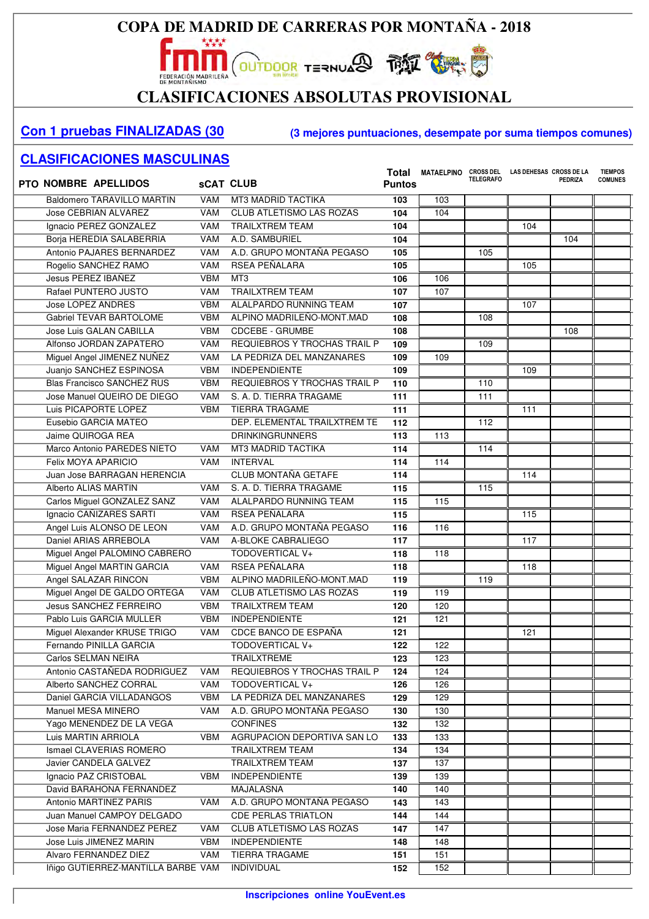# COPA DE MADRID DE CARRERAS POR MONTAÑA - 2018

## CLASIFICACIONES ABSOLUTAS PROVISIONAL

**Con 1 pruebas FINALIZADAS (30** **(3 mejores puntuaciones, desempate por suma tiempos comunes)**

## CLASIFICACIONES MASCULINAS

| PTO | NOMBRE APELLIDOS | sCAT | CLUB | Total Puntos | MATAELPINO | CROSS DEL TELEGRAFO | LAS DEHESAS | CROSS DE LA PEDRIZA | TIEMPOS COMUNES |
|---|---|---|---|---|---|---|---|---|---|
| | Baldomero TARAVILLO MARTIN | VAM | MT3 MADRID TACTIKA | 103 | 103 | | | | |
| | Jose CEBRIAN ALVAREZ | VAM | CLUB ATLETISMO LAS ROZAS | 104 | 104 | | | | |
| | Ignacio PEREZ GONZALEZ | VAM | TRAILXTREM TEAM | 104 | | | 104 | | |
| | Borja HEREDIA SALABERRIA | VAM | A.D. SAMBURIEL | 104 | | | | 104 | |
| | Antonio PAJARES BERNARDEZ | VAM | A.D. GRUPO MONTAÑA PEGASO | 105 | | 105 | | | |
| | Rogelio SANCHEZ RAMO | VAM | RSEA PEÑALARA | 105 | | | 105 | | |
| | Jesus PEREZ IBAÑEZ | VBM | MT3 | 106 | 106 | | | | |
| | Rafael PUNTERO JUSTO | VAM | TRAILXTREM TEAM | 107 | 107 | | | | |
| | Jose LOPEZ ANDRES | VBM | ALALPARDO RUNNING TEAM | 107 | | | 107 | | |
| | Gabriel TEVAR BARTOLOME | VBM | ALPINO MADRILEÑO-MONT.MAD | 108 | | 108 | | | |
| | Jose Luis GALAN CABILLA | VBM | CDCEBE - GRUMBE | 108 | | | | 108 | |
| | Alfonso JORDAN ZAPATERO | VAM | REQUIEBROS Y TROCHAS TRAIL P | 109 | | 109 | | | |
| | Miguel Angel JIMENEZ NUÑEZ | VAM | LA PEDRIZA DEL MANZANARES | 109 | 109 | | | | |
| | Juanjo SANCHEZ ESPINOSA | VBM | INDEPENDIENTE | 109 | | | 109 | | |
| | Blas Francisco SANCHEZ RUS | VBM | REQUIEBROS Y TROCHAS TRAIL P | 110 | | 110 | | | |
| | Jose Manuel QUEIRO DE DIEGO | VAM | S. A. D. TIERRA TRAGAME | 111 | | 111 | | | |
| | Luis PICAPORTE LOPEZ | VBM | TIERRA TRAGAME | 111 | | | 111 | | |
| | Eusebio GARCIA MATEO | | DEP. ELEMENTAL TRAILXTREM TE | 112 | | 112 | | | |
| | Jaime QUIROGA REA | | DRINKINGRUNNERS | 113 | 113 | | | | |
| | Marco Antonio PAREDES NIETO | VAM | MT3 MADRID TACTIKA | 114 | | 114 | | | |
| | Felix MOYA APARICIO | VAM | INTERVAL | 114 | 114 | | | | |
| | Juan Jose BARRAGAN HERENCIA | | CLUB MONTAÑA GETAFE | 114 | | | 114 | | |
| | Alberto ALIAS MARTIN | VAM | S. A. D. TIERRA TRAGAME | 115 | | 115 | | | |
| | Carlos Miguel GONZALEZ SANZ | VAM | ALALPARDO RUNNING TEAM | 115 | 115 | | | | |
| | Ignacio CAÑIZARES SARTI | VAM | RSEA PEÑALARA | 115 | | | 115 | | |
| | Angel Luis ALONSO DE LEON | VAM | A.D. GRUPO MONTAÑA PEGASO | 116 | 116 | | | | |
| | Daniel ARIAS ARREBOLA | VAM | A-BLOKE CABRALIEGO | 117 | | | 117 | | |
| | Miguel Angel PALOMINO CABRERO | | TODOVERTICAL V+ | 118 | 118 | | | | |
| | Miguel Angel MARTIN GARCIA | VAM | RSEA PEÑALARA | 118 | | | 118 | | |
| | Angel SALAZAR RINCON | VBM | ALPINO MADRILEÑO-MONT.MAD | 119 | | 119 | | | |
| | Miguel Angel DE GALDO ORTEGA | VAM | CLUB ATLETISMO LAS ROZAS | 119 | 119 | | | | |
| | Jesus SANCHEZ FERREIRO | VBM | TRAILXTREM TEAM | 120 | 120 | | | | |
| | Pablo Luis GARCIA MULLER | VBM | INDEPENDIENTE | 121 | 121 | | | | |
| | Miguel Alexander KRUSE TRIGO | VAM | CDCE BANCO DE ESPAÑA | 121 | | | 121 | | |
| | Fernando PINILLA GARCIA | | TODOVERTICAL V+ | 122 | 122 | | | | |
| | Carlos SELMAN NEIRA | | TRAILXTREME | 123 | 123 | | | | |
| | Antonio CASTAÑEDA RODRIGUEZ | VAM | REQUIEBROS Y TROCHAS TRAIL P | 124 | 124 | | | | |
| | Alberto SANCHEZ CORRAL | VAM | TODOVERTICAL V+ | 126 | 126 | | | | |
| | Daniel GARCIA VILLADANGOS | VBM | LA PEDRIZA DEL MANZANARES | 129 | 129 | | | | |
| | Manuel MESA MINERO | VAM | A.D. GRUPO MONTAÑA PEGASO | 130 | 130 | | | | |
| | Yago MENENDEZ DE LA VEGA | | CONFINES | 132 | 132 | | | | |
| | Luis MARTIN ARRIOLA | VBM | AGRUPACION DEPORTIVA SAN LO | 133 | 133 | | | | |
| | Ismael CLAVERIAS ROMERO | | TRAILXTREM TEAM | 134 | 134 | | | | |
| | Javier CANDELA GALVEZ | | TRAILXTREM TEAM | 137 | 137 | | | | |
| | Ignacio PAZ CRISTOBAL | VBM | INDEPENDIENTE | 139 | 139 | | | | |
| | David BARAHONA FERNANDEZ | | MAJALASNA | 140 | 140 | | | | |
| | Antonio MARTINEZ PARIS | VAM | A.D. GRUPO MONTAÑA PEGASO | 143 | 143 | | | | |
| | Juan Manuel CAMPOY DELGADO | | CDE PERLAS TRIATLON | 144 | 144 | | | | |
| | Jose Maria FERNANDEZ PEREZ | VAM | CLUB ATLETISMO LAS ROZAS | 147 | 147 | | | | |
| | Jose Luis JIMENEZ MARIN | VBM | INDEPENDIENTE | 148 | 148 | | | | |
| | Alvaro FERNANDEZ DIEZ | VAM | TIERRA TRAGAME | 151 | 151 | | | | |
| | Iñigo GUTIERREZ-MANTILLA BARBE | VAM | INDIVIDUAL | 152 | 152 | | | | |

**Inscripciones online YouEvent.es**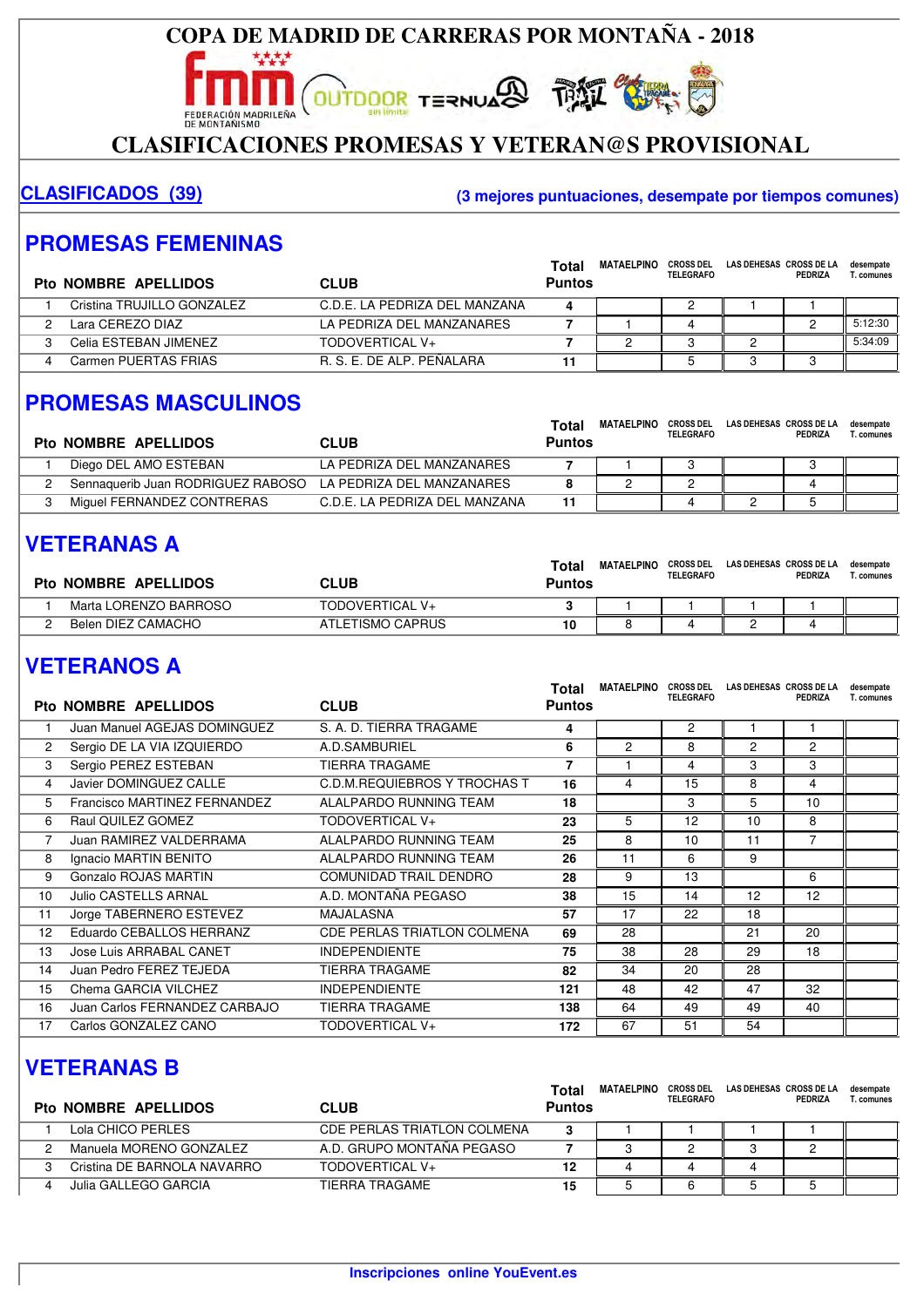# COPA DE MADRID DE CARRERAS POR MONTAÑA - 2018

## CLASIFICACIONES PROMESAS Y VETERAN@S PROVISIONAL

**CLASIFICADOS (39)** **(3 mejores puntuaciones, desempate por tiempos comunes)**

## PROMESAS FEMENINAS

| Pto | NOMBRE APELLIDOS | CLUB | Total Puntos | MATAELPINO | CROSS DEL TELEGRAFO | LAS DEHESAS | CROSS DE LA PEDRIZA | desempate T. comunes |
|---|---|---|---|---|---|---|---|---|
| 1 | Cristina TRUJILLO GONZALEZ | C.D.E. LA PEDRIZA DEL MANZANA | 4 | | 2 | 1 | 1 | |
| 2 | Lara CEREZO DIAZ | LA PEDRIZA DEL MANZANARES | 7 | 1 | 4 | | 2 | 5:12:30 |
| 3 | Celia ESTEBAN JIMENEZ | TODOVERTICAL V+ | 7 | 2 | 3 | 2 | | 5:34:09 |
| 4 | Carmen PUERTAS FRIAS | R. S. E. DE ALP. PEÑALARA | 11 | | 5 | 3 | 3 | |

## PROMESAS MASCULINOS

| Pto | NOMBRE APELLIDOS | CLUB | Total Puntos | MATAELPINO | CROSS DEL TELEGRAFO | LAS DEHESAS | CROSS DE LA PEDRIZA | desempate T. comunes |
|---|---|---|---|---|---|---|---|---|
| 1 | Diego DEL AMO ESTEBAN | LA PEDRIZA DEL MANZANARES | 7 | 1 | 3 | | 3 | |
| 2 | Sennaquerib Juan RODRIGUEZ RABOSO | LA PEDRIZA DEL MANZANARES | 8 | 2 | 2 | | 4 | |
| 3 | Miguel FERNANDEZ CONTRERAS | C.D.E. LA PEDRIZA DEL MANZANA | 11 | | 4 | 2 | 5 | |

## VETERANAS A

| Pto | NOMBRE APELLIDOS | CLUB | Total Puntos | MATAELPINO | CROSS DEL TELEGRAFO | LAS DEHESAS | CROSS DE LA PEDRIZA | desempate T. comunes |
|---|---|---|---|---|---|---|---|---|
| 1 | Marta LORENZO BARROSO | TODOVERTICAL V+ | 3 | 1 | 1 | 1 | 1 | |
| 2 | Belen DIEZ CAMACHO | ATLETISMO CAPRUS | 10 | 8 | 4 | 2 | 4 | |

## VETERANOS A

| Pto | NOMBRE APELLIDOS | CLUB | Total Puntos | MATAELPINO | CROSS DEL TELEGRAFO | LAS DEHESAS | CROSS DE LA PEDRIZA | desempate T. comunes |
|---|---|---|---|---|---|---|---|---|
| 1 | Juan Manuel AGEJAS DOMINGUEZ | S. A. D. TIERRA TRAGAME | 4 | | 2 | 1 | 1 | |
| 2 | Sergio DE LA VIA IZQUIERDO | A.D.SAMBURIEL | 6 | 2 | 8 | 2 | 2 | |
| 3 | Sergio PEREZ ESTEBAN | TIERRA TRAGAME | 7 | 1 | 4 | 3 | 3 | |
| 4 | Javier DOMINGUEZ CALLE | C.D.M.REQUIEBROS Y TROCHAS T | 16 | 4 | 15 | 8 | 4 | |
| 5 | Francisco MARTINEZ FERNANDEZ | ALALPARDO RUNNING TEAM | 18 | | 3 | 5 | 10 | |
| 6 | Raul QUILEZ GOMEZ | TODOVERTICAL V+ | 23 | 5 | 12 | 10 | 8 | |
| 7 | Juan RAMIREZ VALDERRAMA | ALALPARDO RUNNING TEAM | 25 | 8 | 10 | 11 | 7 | |
| 8 | Ignacio MARTIN BENITO | ALALPARDO RUNNING TEAM | 26 | 11 | 6 | 9 | | |
| 9 | Gonzalo ROJAS MARTIN | COMUNIDAD TRAIL DENDRO | 28 | 9 | 13 | | 6 | |
| 10 | Julio CASTELLS ARNAL | A.D. MONTAÑA PEGASO | 38 | 15 | 14 | 12 | 12 | |
| 11 | Jorge TABERNERO ESTEVEZ | MAJALASNA | 57 | 17 | 22 | 18 | | |
| 12 | Eduardo CEBALLOS HERRANZ | CDE PERLAS TRIATLON COLMENA | 69 | 28 | | 21 | 20 | |
| 13 | Jose Luis ARRABAL CANET | INDEPENDIENTE | 75 | 38 | 28 | 29 | 18 | |
| 14 | Juan Pedro FEREZ TEJEDA | TIERRA TRAGAME | 82 | 34 | 20 | 28 | | |
| 15 | Chema GARCIA VILCHEZ | INDEPENDIENTE | 121 | 48 | 42 | 47 | 32 | |
| 16 | Juan Carlos FERNANDEZ CARBAJO | TIERRA TRAGAME | 138 | 64 | 49 | 49 | 40 | |
| 17 | Carlos GONZALEZ CANO | TODOVERTICAL V+ | 172 | 67 | 51 | 54 | | |

## VETERANAS B

| Pto | NOMBRE APELLIDOS | CLUB | Total Puntos | MATAELPINO | CROSS DEL TELEGRAFO | LAS DEHESAS | CROSS DE LA PEDRIZA | desempate T. comunes |
|---|---|---|---|---|---|---|---|---|
| 1 | Lola CHICO PERLES | CDE PERLAS TRIATLON COLMENA | 3 | 1 | 1 | 1 | 1 | |
| 2 | Manuela MORENO GONZALEZ | A.D. GRUPO MONTAÑA PEGASO | 7 | 3 | 2 | 3 | 2 | |
| 3 | Cristina DE BARNOLA NAVARRO | TODOVERTICAL V+ | 12 | 4 | 4 | 4 | | |
| 4 | Julia GALLEGO GARCIA | TIERRA TRAGAME | 15 | 5 | 6 | 5 | 5 | |

**Inscripciones online YouEvent.es**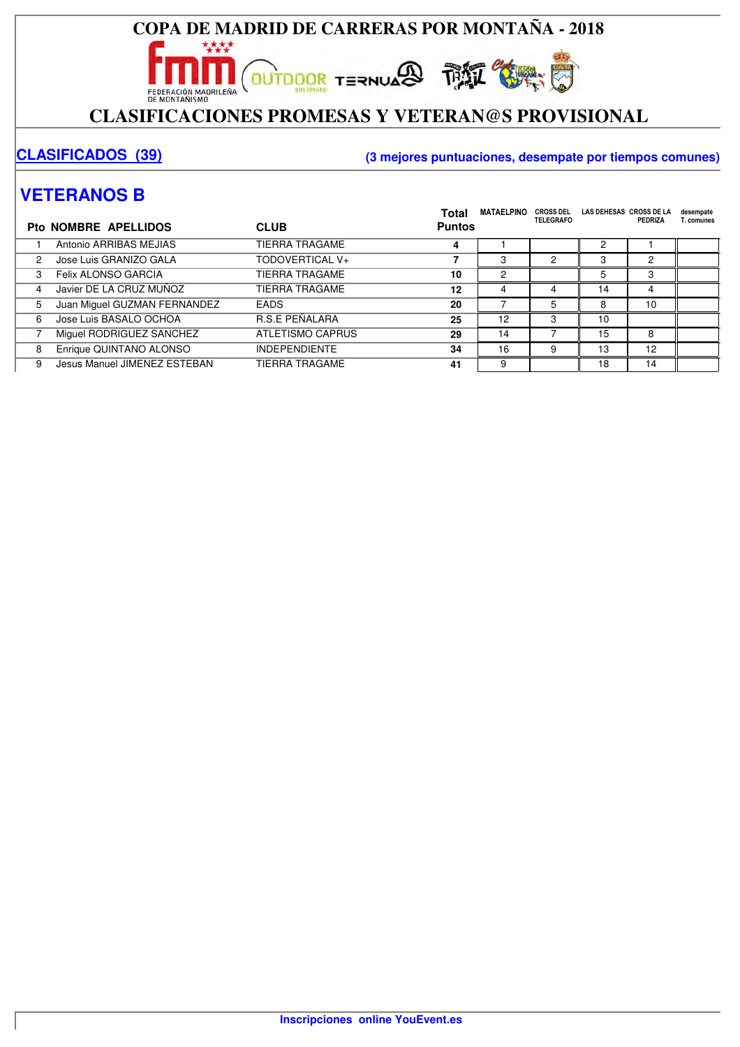# COPA DE MADRID DE CARRERAS POR MONTAÑA - 2018

## CLASIFICACIONES PROMESAS Y VETERAN@S PROVISIONAL

**CLASIFICADOS (39)** **(3 mejores puntuaciones, desempate por tiempos comunes)**

## VETERANOS B

| Pto | NOMBRE APELLIDOS | CLUB | Total Puntos | MATAELPINO | CROSS DEL TELEGRAFO | LAS DEHESAS | CROSS DE LA PEDRIZA | desempate T. comunes |
|---|---|---|---|---|---|---|---|---|
| 1 | Antonio ARRIBAS MEJIAS | TIERRA TRAGAME | **4** | 1 | | 2 | 1 | |
| 2 | Jose Luis GRANIZO GALA | TODOVERTICAL V+ | **7** | 3 | 2 | 3 | 2 | |
| 3 | Felix ALONSO GARCIA | TIERRA TRAGAME | **10** | 2 | | 5 | 3 | |
| 4 | Javier DE LA CRUZ MUÑOZ | TIERRA TRAGAME | **12** | 4 | 4 | 14 | 4 | |
| 5 | Juan Miguel GUZMAN FERNANDEZ | EADS | **20** | 7 | 5 | 8 | 10 | |
| 6 | Jose Luis BASALO OCHOA | R.S.E PEÑALARA | **25** | 12 | 3 | 10 | | |
| 7 | Miguel RODRIGUEZ SANCHEZ | ATLETISMO CAPRUS | **29** | 14 | 7 | 15 | 8 | |
| 8 | Enrique QUINTANO ALONSO | INDEPENDIENTE | **34** | 16 | 9 | 13 | 12 | |
| 9 | Jesus Manuel JIMENEZ ESTEBAN | TIERRA TRAGAME | **41** | 9 | | 18 | 14 | |

**Inscripciones online YouEvent.es**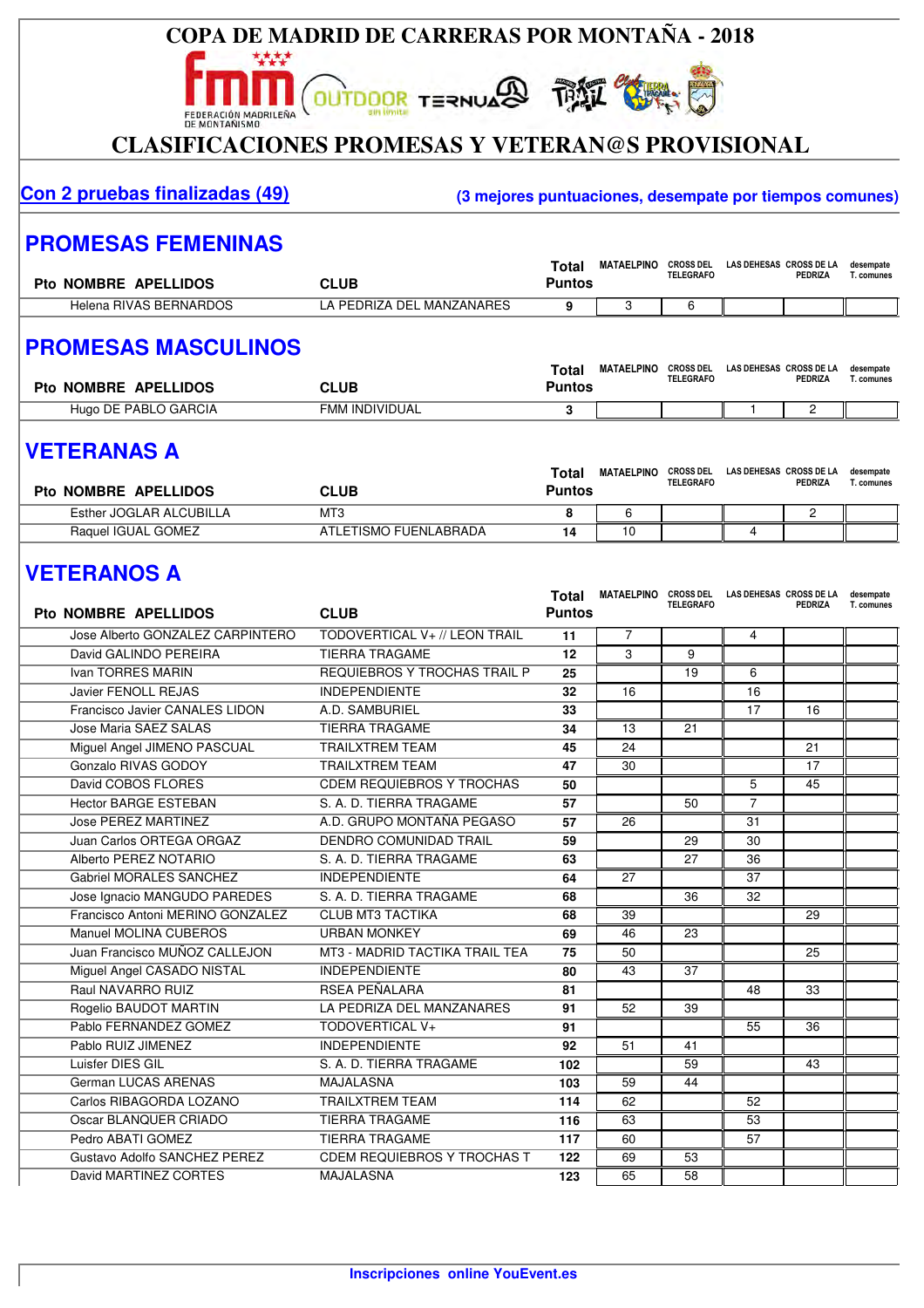# COPA DE MADRID DE CARRERAS POR MONTAÑA - 2018

## CLASIFICACIONES PROMESAS Y VETERAN@S PROVISIONAL

**Con 2 pruebas finalizadas (49)** **(3 mejores puntuaciones, desempate por tiempos comunes)**

## PROMESAS FEMENINAS

| Pto | NOMBRE APELLIDOS | CLUB | Total Puntos | MATAELPINO | CROSS DEL TELEGRAFO | LAS DEHESAS | CROSS DE LA PEDRIZA | desempate T. comunes |
|---|---|---|---|---|---|---|---|---|
| | Helena RIVAS BERNARDOS | LA PEDRIZA DEL MANZANARES | 9 | 3 | 6 | | | |

## PROMESAS MASCULINOS

| Pto | NOMBRE APELLIDOS | CLUB | Total Puntos | MATAELPINO | CROSS DEL TELEGRAFO | LAS DEHESAS | CROSS DE LA PEDRIZA | desempate T. comunes |
|---|---|---|---|---|---|---|---|---|
| | Hugo DE PABLO GARCIA | FMM INDIVIDUAL | 3 | | | 1 | 2 | |

## VETERANAS A

| Pto | NOMBRE APELLIDOS | CLUB | Total Puntos | MATAELPINO | CROSS DEL TELEGRAFO | LAS DEHESAS | CROSS DE LA PEDRIZA | desempate T. comunes |
|---|---|---|---|---|---|---|---|---|
| | Esther JOGLAR ALCUBILLA | MT3 | 8 | 6 | | | 2 | |
| | Raquel IGUAL GOMEZ | ATLETISMO FUENLABRADA | 14 | 10 | | 4 | | |

## VETERANOS A

| Pto | NOMBRE APELLIDOS | CLUB | Total Puntos | MATAELPINO | CROSS DEL TELEGRAFO | LAS DEHESAS | CROSS DE LA PEDRIZA | desempate T. comunes |
|---|---|---|---|---|---|---|---|---|
| | Jose Alberto GONZALEZ CARPINTERO | TODOVERTICAL V+ // LEON TRAIL | 11 | 7 | | 4 | | |
| | David GALINDO PEREIRA | TIERRA TRAGAME | 12 | 3 | 9 | | | |
| | Ivan TORRES MARIN | REQUIEBROS Y TROCHAS TRAIL P | 25 | | 19 | 6 | | |
| | Javier FENOLL REJAS | INDEPENDIENTE | 32 | 16 | | 16 | | |
| | Francisco Javier CANALES LIDON | A.D. SAMBURIEL | 33 | | | 17 | 16 | |
| | Jose Maria SAEZ SALAS | TIERRA TRAGAME | 34 | 13 | 21 | | | |
| | Miguel Angel JIMENO PASCUAL | TRAILXTREM TEAM | 45 | 24 | | | 21 | |
| | Gonzalo RIVAS GODOY | TRAILXTREM TEAM | 47 | 30 | | | 17 | |
| | David COBOS FLORES | CDEM REQUIEBROS Y TROCHAS | 50 | | | 5 | 45 | |
| | Hector BARGE ESTEBAN | S. A. D. TIERRA TRAGAME | 57 | | 50 | 7 | | |
| | Jose PEREZ MARTINEZ | A.D. GRUPO MONTAÑA PEGASO | 57 | 26 | | 31 | | |
| | Juan Carlos ORTEGA ORGAZ | DENDRO COMUNIDAD TRAIL | 59 | | 29 | 30 | | |
| | Alberto PEREZ NOTARIO | S. A. D. TIERRA TRAGAME | 63 | | 27 | 36 | | |
| | Gabriel MORALES SANCHEZ | INDEPENDIENTE | 64 | 27 | | 37 | | |
| | Jose Ignacio MANGUDO PAREDES | S. A. D. TIERRA TRAGAME | 68 | | 36 | 32 | | |
| | Francisco Antoni MERINO GONZALEZ | CLUB MT3 TACTIKA | 68 | 39 | | | 29 | |
| | Manuel MOLINA CUBEROS | URBAN MONKEY | 69 | 46 | 23 | | | |
| | Juan Francisco MUÑOZ CALLEJON | MT3 - MADRID TACTIKA TRAIL TEA | 75 | 50 | | | 25 | |
| | Miguel Angel CASADO NISTAL | INDEPENDIENTE | 80 | 43 | 37 | | | |
| | Raul NAVARRO RUIZ | RSEA PEÑALARA | 81 | | | 48 | 33 | |
| | Rogelio BAUDOT MARTIN | LA PEDRIZA DEL MANZANARES | 91 | 52 | 39 | | | |
| | Pablo FERNANDEZ GOMEZ | TODOVERTICAL V+ | 91 | | | 55 | 36 | |
| | Pablo RUIZ JIMENEZ | INDEPENDIENTE | 92 | 51 | 41 | | | |
| | Luisfer DIES GIL | S. A. D. TIERRA TRAGAME | 102 | | 59 | | 43 | |
| | German LUCAS ARENAS | MAJALASNA | 103 | 59 | 44 | | | |
| | Carlos RIBAGORDA LOZANO | TRAILXTREM TEAM | 114 | 62 | | 52 | | |
| | Oscar BLANQUER CRIADO | TIERRA TRAGAME | 116 | 63 | | 53 | | |
| | Pedro ABATI GOMEZ | TIERRA TRAGAME | 117 | 60 | | 57 | | |
| | Gustavo Adolfo SANCHEZ PEREZ | CDEM REQUIEBROS Y TROCHAS T | 122 | 69 | 53 | | | |
| | David MARTINEZ CORTES | MAJALASNA | 123 | 65 | 58 | | | |

**Inscripciones online YouEvent.es**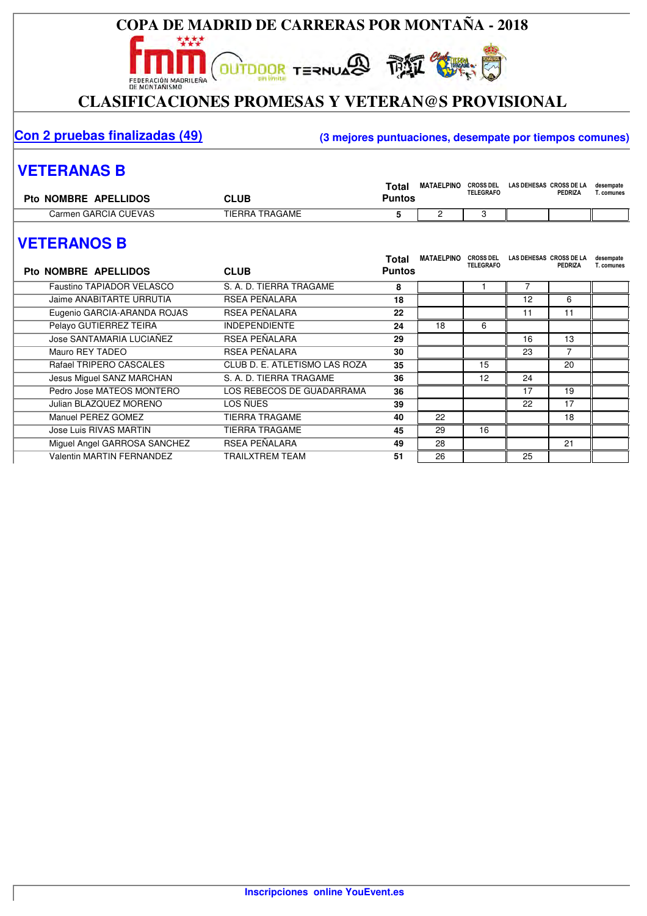# COPA DE MADRID DE CARRERAS POR MONTAÑA - 2018

## CLASIFICACIONES PROMESAS Y VETERAN@S PROVISIONAL

**Con 2 pruebas finalizadas (49)** **(3 mejores puntuaciones, desempate por tiempos comunes)**

## VETERANAS B

| Pto | NOMBRE APELLIDOS | CLUB | Total Puntos | MATAELPINO | CROSS DEL TELEGRAFO | LAS DEHESAS | CROSS DE LA PEDRIZA | desempate T. comunes |
|---|---|---|---|---|---|---|---|---|
| | Carmen GARCIA CUEVAS | TIERRA TRAGAME | 5 | 2 | 3 | | | |

## VETERANOS B

| Pto | NOMBRE APELLIDOS | CLUB | Total Puntos | MATAELPINO | CROSS DEL TELEGRAFO | LAS DEHESAS | CROSS DE LA PEDRIZA | desempate T. comunes |
|---|---|---|---|---|---|---|---|---|
| | Faustino TAPIADOR VELASCO | S. A. D. TIERRA TRAGAME | 8 | | 1 | 7 | | |
| | Jaime ANABITARTE URRUTIA | RSEA PEÑALARA | 18 | | | 12 | 6 | |
| | Eugenio GARCIA-ARANDA ROJAS | RSEA PEÑALARA | 22 | | | 11 | 11 | |
| | Pelayo GUTIERREZ TEIRA | INDEPENDIENTE | 24 | 18 | 6 | | | |
| | Jose SANTAMARIA LUCIAÑEZ | RSEA PEÑALARA | 29 | | | 16 | 13 | |
| | Mauro REY TADEO | RSEA PEÑALARA | 30 | | | 23 | 7 | |
| | Rafael TRIPERO CASCALES | CLUB D. E. ATLETISMO LAS ROZA | 35 | | 15 | | 20 | |
| | Jesus Miguel SANZ MARCHAN | S. A. D. TIERRA TRAGAME | 36 | | 12 | 24 | | |
| | Pedro Jose MATEOS MONTERO | LOS REBECOS DE GUADARRAMA | 36 | | | 17 | 19 | |
| | Julian BLAZQUEZ MORENO | LOS ÑUES | 39 | | | 22 | 17 | |
| | Manuel PEREZ GOMEZ | TIERRA TRAGAME | 40 | 22 | | | 18 | |
| | Jose Luis RIVAS MARTIN | TIERRA TRAGAME | 45 | 29 | 16 | | | |
| | Miguel Angel GARROSA SANCHEZ | RSEA PEÑALARA | 49 | 28 | | | 21 | |
| | Valentin MARTIN FERNANDEZ | TRAILXTREM TEAM | 51 | 26 | | 25 | | |

**Inscripciones online YouEvent.es**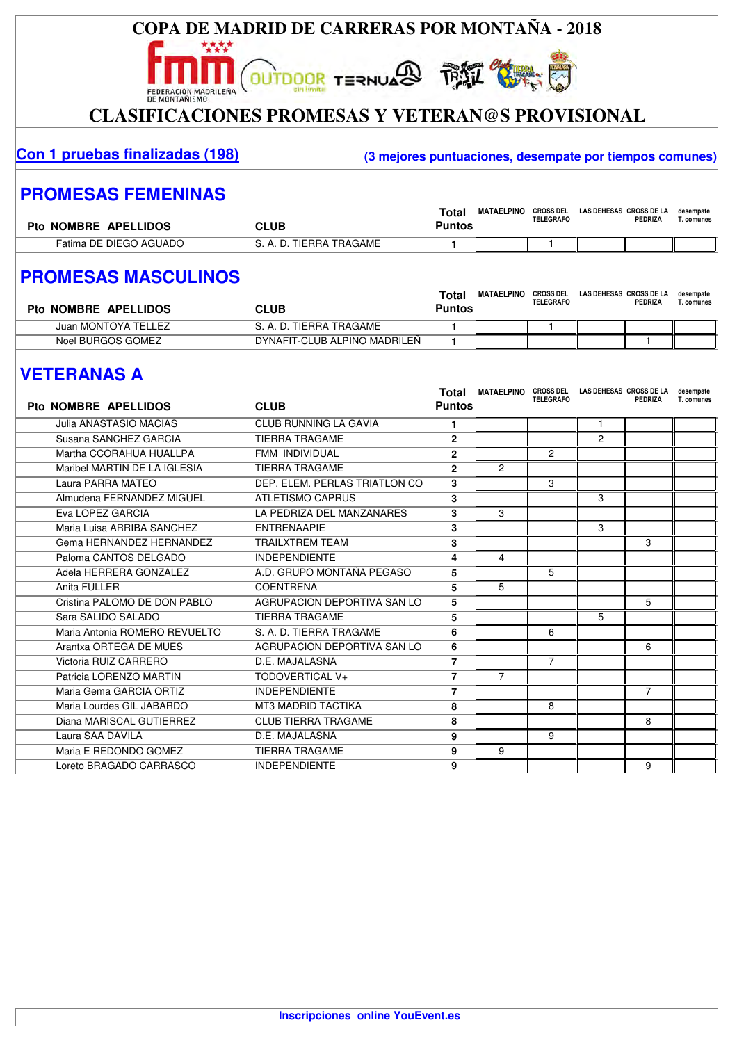# COPA DE MADRID DE CARRERAS POR MONTAÑA - 2018

## CLASIFICACIONES PROMESAS Y VETERAN@S PROVISIONAL

**Con 1 pruebas finalizadas (198)**

**(3 mejores puntuaciones, desempate por tiempos comunes)**

## PROMESAS FEMENINAS

| Pto | NOMBRE APELLIDOS | CLUB | Total Puntos | MATAELPINO | CROSS DEL TELEGRAFO | LAS DEHESAS | CROSS DE LA PEDRIZA | desempate T. comunes |
|---|---|---|---|---|---|---|---|---|
| | Fatima DE DIEGO AGUADO | S. A. D. TIERRA TRAGAME | 1 | | 1 | | | |

## PROMESAS MASCULINOS

| Pto | NOMBRE APELLIDOS | CLUB | Total Puntos | MATAELPINO | CROSS DEL TELEGRAFO | LAS DEHESAS | CROSS DE LA PEDRIZA | desempate T. comunes |
|---|---|---|---|---|---|---|---|---|
| | Juan MONTOYA TELLEZ | S. A. D. TIERRA TRAGAME | 1 | | 1 | | | |
| | Noel BURGOS GOMEZ | DYNAFIT-CLUB ALPINO MADRILEN | 1 | | | | 1 | |

## VETERANAS A

| Pto | NOMBRE APELLIDOS | CLUB | Total Puntos | MATAELPINO | CROSS DEL TELEGRAFO | LAS DEHESAS | CROSS DE LA PEDRIZA | desempate T. comunes |
|---|---|---|---|---|---|---|---|---|
| | Julia ANASTASIO MACIAS | CLUB RUNNING LA GAVIA | 1 | | | 1 | | |
| | Susana SANCHEZ GARCIA | TIERRA TRAGAME | 2 | | | 2 | | |
| | Martha CCORAHUA HUALLPA | FMM INDIVIDUAL | 2 | | 2 | | | |
| | Maribel MARTIN DE LA IGLESIA | TIERRA TRAGAME | 2 | 2 | | | | |
| | Laura PARRA MATEO | DEP. ELEM. PERLAS TRIATLON CO | 3 | | 3 | | | |
| | Almudena FERNANDEZ MIGUEL | ATLETISMO CAPRUS | 3 | | | 3 | | |
| | Eva LOPEZ GARCIA | LA PEDRIZA DEL MANZANARES | 3 | 3 | | | | |
| | Maria Luisa ARRIBA SANCHEZ | ENTRENAAPIE | 3 | | | 3 | | |
| | Gema HERNANDEZ HERNANDEZ | TRAILXTREM TEAM | 3 | | | | 3 | |
| | Paloma CANTOS DELGADO | INDEPENDIENTE | 4 | 4 | | | | |
| | Adela HERRERA GONZALEZ | A.D. GRUPO MONTAÑA PEGASO | 5 | | 5 | | | |
| | Anita FULLER | COENTRENA | 5 | 5 | | | | |
| | Cristina PALOMO DE DON PABLO | AGRUPACION DEPORTIVA SAN LO | 5 | | | | 5 | |
| | Sara SALIDO SALADO | TIERRA TRAGAME | 5 | | | 5 | | |
| | Maria Antonia ROMERO REVUELTO | S. A. D. TIERRA TRAGAME | 6 | | 6 | | | |
| | Arantxa ORTEGA DE MUES | AGRUPACION DEPORTIVA SAN LO | 6 | | | | 6 | |
| | Victoria RUIZ CARRERO | D.E. MAJALASNA | 7 | | 7 | | | |
| | Patricia LORENZO MARTIN | TODOVERTICAL V+ | 7 | 7 | | | | |
| | Maria Gema GARCIA ORTIZ | INDEPENDIENTE | 7 | | | | 7 | |
| | Maria Lourdes GIL JABARDO | MT3 MADRID TACTIKA | 8 | | 8 | | | |
| | Diana MARISCAL GUTIERREZ | CLUB TIERRA TRAGAME | 8 | | | | 8 | |
| | Laura SAA DAVILA | D.E. MAJALASNA | 9 | | 9 | | | |
| | Maria E REDONDO GOMEZ | TIERRA TRAGAME | 9 | 9 | | | | |
| | Loreto BRAGADO CARRASCO | INDEPENDIENTE | 9 | | | | 9 | |

**Inscripciones online YouEvent.es**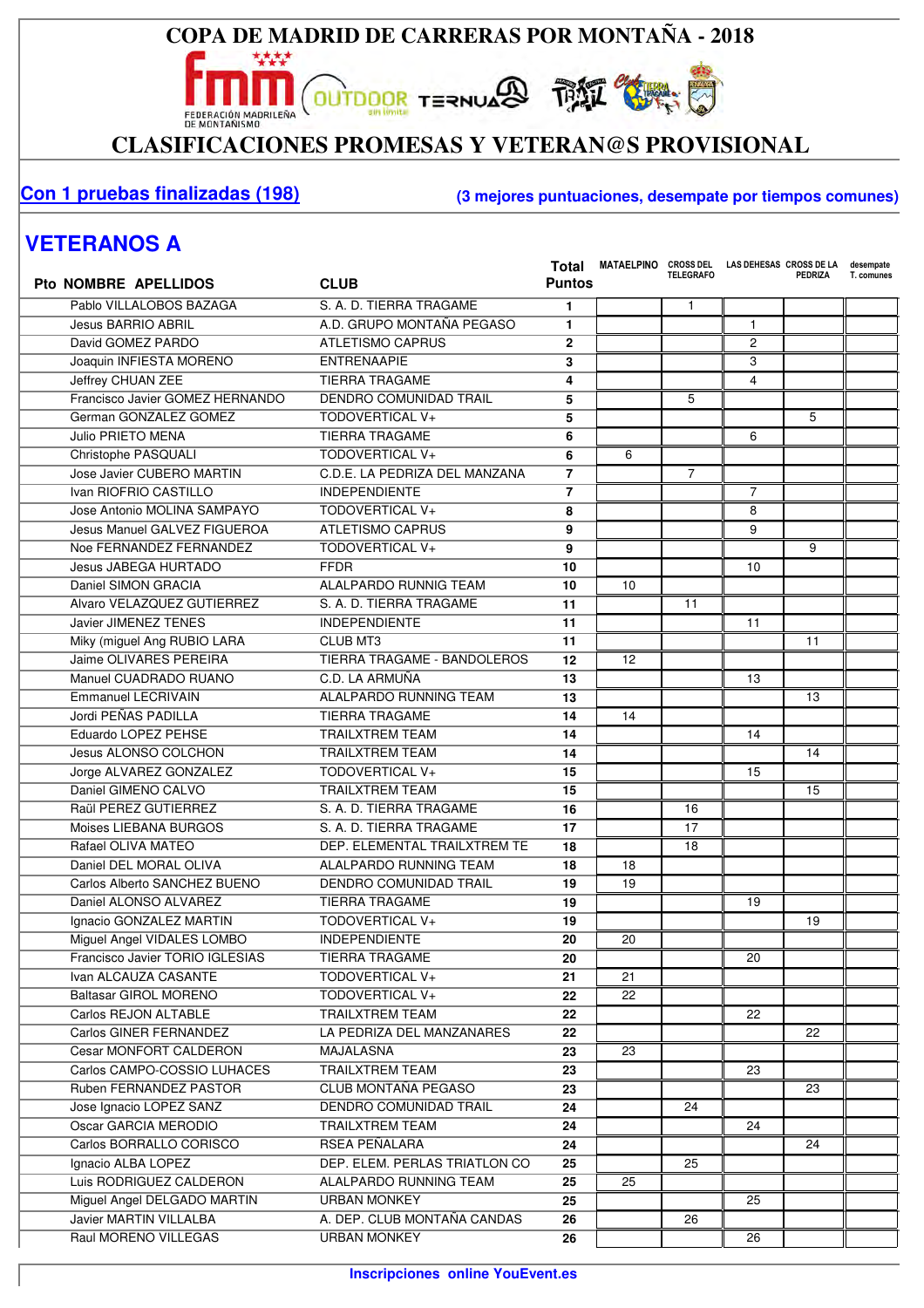# COPA DE MADRID DE CARRERAS POR MONTAÑA - 2018

## CLASIFICACIONES PROMESAS Y VETERAN@S PROVISIONAL

**Con 1 pruebas finalizadas (198)**

**(3 mejores puntuaciones, desempate por tiempos comunes)**

## VETERANOS A

| Pto | NOMBRE APELLIDOS | CLUB | Total Puntos | MATAELPINO | CROSS DEL TELEGRAFO | LAS DEHESAS | CROSS DE LA PEDRIZA | desempate T. comunes |
|---|---|---|---|---|---|---|---|---|
| | Pablo VILLALOBOS BAZAGA | S. A. D. TIERRA TRAGAME | 1 | | 1 | | | |
| | Jesus BARRIO ABRIL | A.D. GRUPO MONTAÑA PEGASO | 1 | | | 1 | | |
| | David GOMEZ PARDO | ATLETISMO CAPRUS | 2 | | | 2 | | |
| | Joaquin INFIESTA MORENO | ENTRENAAPIE | 3 | | | 3 | | |
| | Jeffrey CHUAN ZEE | TIERRA TRAGAME | 4 | | | 4 | | |
| | Francisco Javier GOMEZ HERNANDO | DENDRO COMUNIDAD TRAIL | 5 | | 5 | | | |
| | German GONZALEZ GOMEZ | TODOVERTICAL V+ | 5 | | | | 5 | |
| | Julio PRIETO MENA | TIERRA TRAGAME | 6 | | | 6 | | |
| | Christophe PASQUALI | TODOVERTICAL V+ | 6 | 6 | | | | |
| | Jose Javier CUBERO MARTIN | C.D.E. LA PEDRIZA DEL MANZANA | 7 | | 7 | | | |
| | Ivan RIOFRIO CASTILLO | INDEPENDIENTE | 7 | | | 7 | | |
| | Jose Antonio MOLINA SAMPAYO | TODOVERTICAL V+ | 8 | | | 8 | | |
| | Jesus Manuel GALVEZ FIGUEROA | ATLETISMO CAPRUS | 9 | | | 9 | | |
| | Noe FERNANDEZ FERNANDEZ | TODOVERTICAL V+ | 9 | | | | 9 | |
| | Jesus JABEGA HURTADO | FFDR | 10 | | | 10 | | |
| | Daniel SIMON GRACIA | ALALPARDO RUNNIG TEAM | 10 | 10 | | | | |
| | Alvaro VELAZQUEZ GUTIERREZ | S. A. D. TIERRA TRAGAME | 11 | | 11 | | | |
| | Javier JIMENEZ TENES | INDEPENDIENTE | 11 | | | 11 | | |
| | Miky (miguel Ang RUBIO LARA | CLUB MT3 | 11 | | | | 11 | |
| | Jaime OLIVARES PEREIRA | TIERRA TRAGAME - BANDOLEROS | 12 | 12 | | | | |
| | Manuel CUADRADO RUANO | C.D. LA ARMUÑA | 13 | | | 13 | | |
| | Emmanuel LECRIVAIN | ALALPARDO RUNNING TEAM | 13 | | | | 13 | |
| | Jordi PEÑAS PADILLA | TIERRA TRAGAME | 14 | 14 | | | | |
| | Eduardo LOPEZ PEHSE | TRAILXTREM TEAM | 14 | | | 14 | | |
| | Jesus ALONSO COLCHON | TRAILXTREM TEAM | 14 | | | | 14 | |
| | Jorge ALVAREZ GONZALEZ | TODOVERTICAL V+ | 15 | | | 15 | | |
| | Daniel GIMENO CALVO | TRAILXTREM TEAM | 15 | | | | 15 | |
| | Raül PEREZ GUTIERREZ | S. A. D. TIERRA TRAGAME | 16 | | 16 | | | |
| | Moises LIEBANA BURGOS | S. A. D. TIERRA TRAGAME | 17 | | 17 | | | |
| | Rafael OLIVA MATEO | DEP. ELEMENTAL TRAILXTREM TE | 18 | | 18 | | | |
| | Daniel DEL MORAL OLIVA | ALALPARDO RUNNING TEAM | 18 | 18 | | | | |
| | Carlos Alberto SANCHEZ BUENO | DENDRO COMUNIDAD TRAIL | 19 | 19 | | | | |
| | Daniel ALONSO ALVAREZ | TIERRA TRAGAME | 19 | | | 19 | | |
| | Ignacio GONZALEZ MARTIN | TODOVERTICAL V+ | 19 | | | | 19 | |
| | Miguel Angel VIDALES LOMBO | INDEPENDIENTE | 20 | 20 | | | | |
| | Francisco Javier TORIO IGLESIAS | TIERRA TRAGAME | 20 | | | 20 | | |
| | Ivan ALCAUZA CASANTE | TODOVERTICAL V+ | 21 | 21 | | | | |
| | Baltasar GIROL MORENO | TODOVERTICAL V+ | 22 | 22 | | | | |
| | Carlos REJON ALTABLE | TRAILXTREM TEAM | 22 | | | 22 | | |
| | Carlos GINER FERNANDEZ | LA PEDRIZA DEL MANZANARES | 22 | | | | 22 | |
| | Cesar MONFORT CALDERON | MAJALASNA | 23 | 23 | | | | |
| | Carlos CAMPO-COSSIO LUHACES | TRAILXTREM TEAM | 23 | | | 23 | | |
| | Ruben FERNANDEZ PASTOR | CLUB MONTAÑA PEGASO | 23 | | | | 23 | |
| | Jose Ignacio LOPEZ SANZ | DENDRO COMUNIDAD TRAIL | 24 | | 24 | | | |
| | Oscar GARCIA MERODIO | TRAILXTREM TEAM | 24 | | | 24 | | |
| | Carlos BORRALLO CORISCO | RSEA PEÑALARA | 24 | | | | 24 | |
| | Ignacio ALBA LOPEZ | DEP. ELEM. PERLAS TRIATLON CO | 25 | | 25 | | | |
| | Luis RODRIGUEZ CALDERON | ALALPARDO RUNNING TEAM | 25 | 25 | | | | |
| | Miguel Angel DELGADO MARTIN | URBAN MONKEY | 25 | | | 25 | | |
| | Javier MARTIN VILLALBA | A. DEP. CLUB MONTAÑA CANDAS | 26 | | 26 | | | |
| | Raul MORENO VILLEGAS | URBAN MONKEY | 26 | | | 26 | | |

**Inscripciones online YouEvent.es**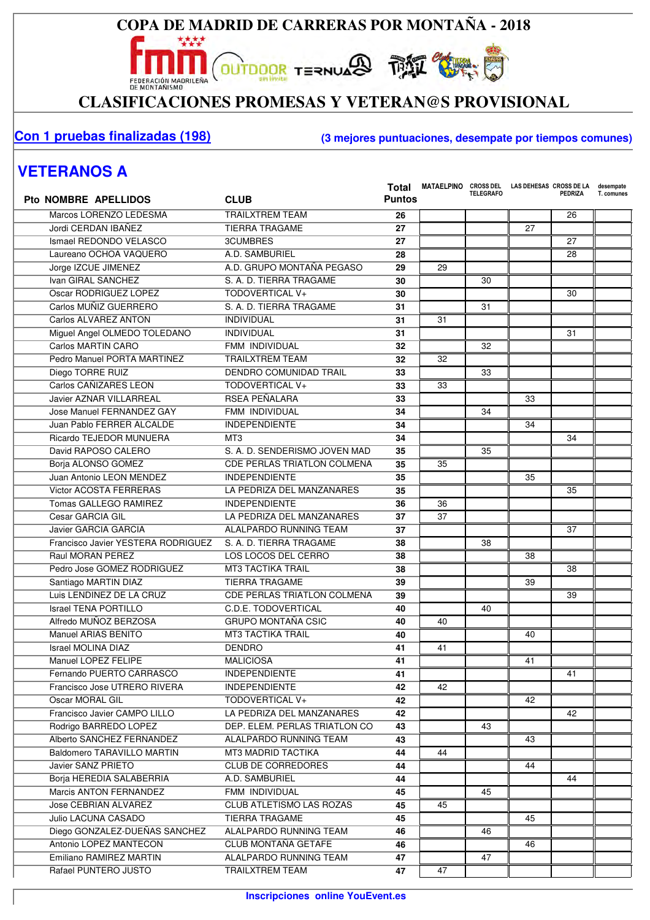# COPA DE MADRID DE CARRERAS POR MONTAÑA - 2018

## CLASIFICACIONES PROMESAS Y VETERAN@S PROVISIONAL

**Con 1 pruebas finalizadas (198)**

**(3 mejores puntuaciones, desempate por tiempos comunes)**

## VETERANOS A

| Pto | NOMBRE APELLIDOS | CLUB | Total Puntos | MATAELPINO | CROSS DEL TELEGRAFO | LAS DEHESAS | CROSS DE LA PEDRIZA | desempate T. comunes |
|---|---|---|---|---|---|---|---|---|
| | Marcos LORENZO LEDESMA | TRAILXTREM TEAM | 26 | | | | 26 | |
| | Jordi CERDAN IBAÑEZ | TIERRA TRAGAME | 27 | | | 27 | | |
| | Ismael REDONDO VELASCO | 3CUMBRES | 27 | | | | 27 | |
| | Laureano OCHOA VAQUERO | A.D. SAMBURIEL | 28 | | | | 28 | |
| | Jorge IZCUE JIMENEZ | A.D. GRUPO MONTAÑA PEGASO | 29 | 29 | | | | |
| | Ivan GIRAL SANCHEZ | S. A. D. TIERRA TRAGAME | 30 | | 30 | | | |
| | Oscar RODRIGUEZ LOPEZ | TODOVERTICAL V+ | 30 | | | | 30 | |
| | Carlos MUÑIZ GUERRERO | S. A. D. TIERRA TRAGAME | 31 | | 31 | | | |
| | Carlos ALVAREZ ANTON | INDIVIDUAL | 31 | 31 | | | | |
| | Miguel Angel OLMEDO TOLEDANO | INDIVIDUAL | 31 | | | | 31 | |
| | Carlos MARTIN CARO | FMM INDIVIDUAL | 32 | | 32 | | | |
| | Pedro Manuel PORTA MARTINEZ | TRAILXTREM TEAM | 32 | 32 | | | | |
| | Diego TORRE RUIZ | DENDRO COMUNIDAD TRAIL | 33 | | 33 | | | |
| | Carlos CAÑIZARES LEON | TODOVERTICAL V+ | 33 | 33 | | | | |
| | Javier AZNAR VILLARREAL | RSEA PEÑALARA | 33 | | | 33 | | |
| | Jose Manuel FERNANDEZ GAY | FMM INDIVIDUAL | 34 | | 34 | | | |
| | Juan Pablo FERRER ALCALDE | INDEPENDIENTE | 34 | | | 34 | | |
| | Ricardo TEJEDOR MUNUERA | MT3 | 34 | | | | 34 | |
| | David RAPOSO CALERO | S. A. D. SENDERISMO JOVEN MAD | 35 | | 35 | | | |
| | Borja ALONSO GOMEZ | CDE PERLAS TRIATLON COLMENA | 35 | 35 | | | | |
| | Juan Antonio LEON MENDEZ | INDEPENDIENTE | 35 | | | 35 | | |
| | Victor ACOSTA FERRERAS | LA PEDRIZA DEL MANZANARES | 35 | | | | 35 | |
| | Tomas GALLEGO RAMIREZ | INDEPENDIENTE | 36 | 36 | | | | |
| | Cesar GARCIA GIL | LA PEDRIZA DEL MANZANARES | 37 | 37 | | | | |
| | Javier GARCIA GARCIA | ALALPARDO RUNNING TEAM | 37 | | | | 37 | |
| | Francisco Javier YESTERA RODRIGUEZ | S. A. D. TIERRA TRAGAME | 38 | | 38 | | | |
| | Raul MORAN PEREZ | LOS LOCOS DEL CERRO | 38 | | | 38 | | |
| | Pedro Jose GOMEZ RODRIGUEZ | MT3 TACTIKA TRAIL | 38 | | | | 38 | |
| | Santiago MARTIN DIAZ | TIERRA TRAGAME | 39 | | | 39 | | |
| | Luis LENDINEZ DE LA CRUZ | CDE PERLAS TRIATLON COLMENA | 39 | | | | 39 | |
| | Israel TENA PORTILLO | C.D.E. TODOVERTICAL | 40 | | 40 | | | |
| | Alfredo MUÑOZ BERZOSA | GRUPO MONTAÑA CSIC | 40 | 40 | | | | |
| | Manuel ARIAS BENITO | MT3 TACTIKA TRAIL | 40 | | | 40 | | |
| | Israel MOLINA DIAZ | DENDRO | 41 | 41 | | | | |
| | Manuel LOPEZ FELIPE | MALICIOSA | 41 | | | 41 | | |
| | Fernando PUERTO CARRASCO | INDEPENDIENTE | 41 | | | | 41 | |
| | Francisco Jose UTRERO RIVERA | INDEPENDIENTE | 42 | 42 | | | | |
| | Oscar MORAL GIL | TODOVERTICAL V+ | 42 | | | 42 | | |
| | Francisco Javier CAMPO LILLO | LA PEDRIZA DEL MANZANARES | 42 | | | | 42 | |
| | Rodrigo BARREDO LOPEZ | DEP. ELEM. PERLAS TRIATLON CO | 43 | | 43 | | | |
| | Alberto SANCHEZ FERNANDEZ | ALALPARDO RUNNING TEAM | 43 | | | 43 | | |
| | Baldomero TARAVILLO MARTIN | MT3 MADRID TACTIKA | 44 | 44 | | | | |
| | Javier SANZ PRIETO | CLUB DE CORREDORES | 44 | | | 44 | | |
| | Borja HEREDIA SALABERRIA | A.D. SAMBURIEL | 44 | | | | 44 | |
| | Marcis ANTON FERNANDEZ | FMM INDIVIDUAL | 45 | | 45 | | | |
| | Jose CEBRIAN ALVAREZ | CLUB ATLETISMO LAS ROZAS | 45 | 45 | | | | |
| | Julio LACUNA CASADO | TIERRA TRAGAME | 45 | | | 45 | | |
| | Diego GONZALEZ-DUEÑAS SANCHEZ | ALALPARDO RUNNING TEAM | 46 | | 46 | | | |
| | Antonio LOPEZ MANTECON | CLUB MONTAÑA GETAFE | 46 | | | 46 | | |
| | Emiliano RAMIREZ MARTIN | ALALPARDO RUNNING TEAM | 47 | | 47 | | | |
| | Rafael PUNTERO JUSTO | TRAILXTREM TEAM | 47 | 47 | | | | |

**Inscripciones online YouEvent.es**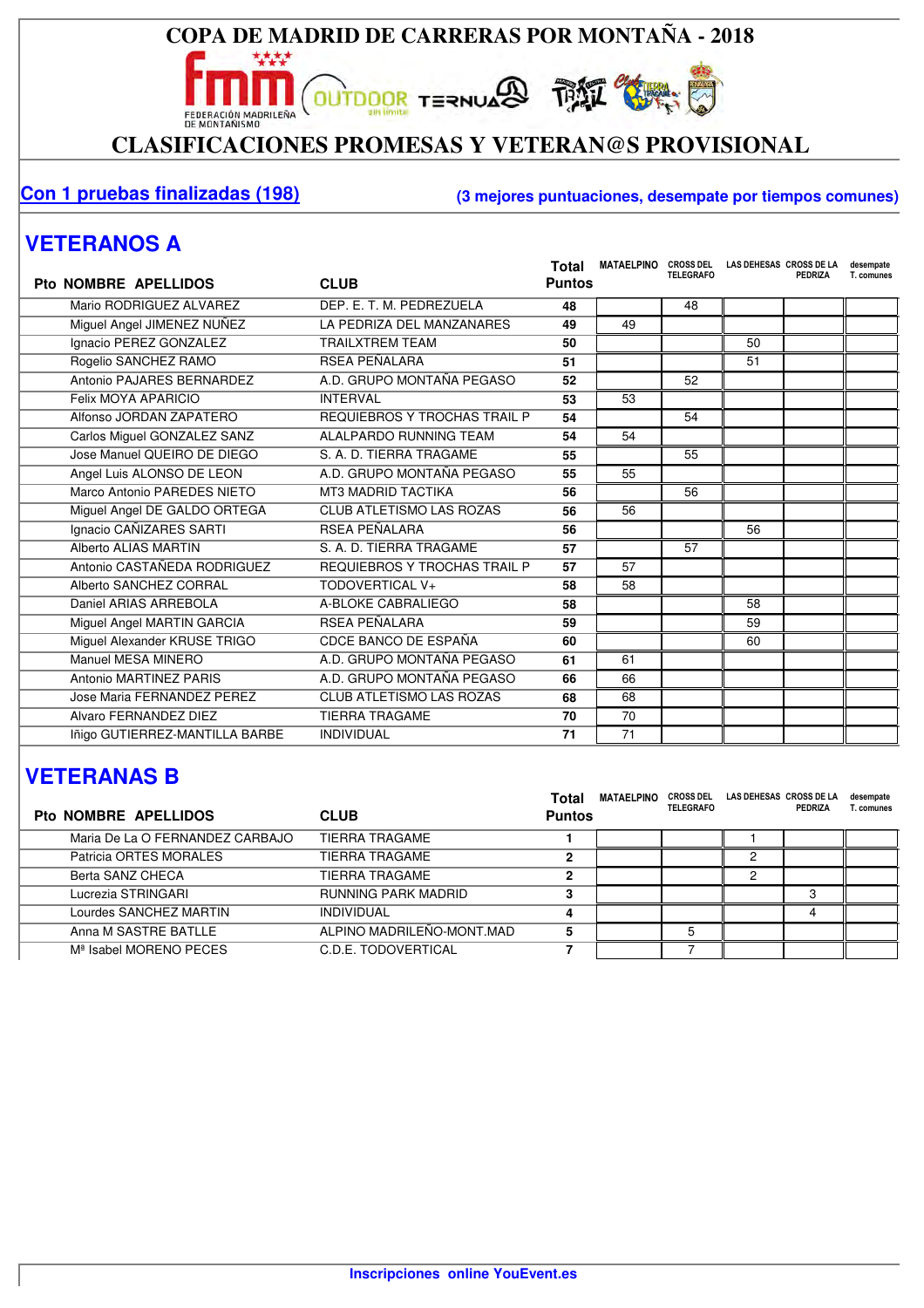# COPA DE MADRID DE CARRERAS POR MONTAÑA - 2018

## CLASIFICACIONES PROMESAS Y VETERAN@S PROVISIONAL

**Con 1 pruebas finalizadas (198)** **(3 mejores puntuaciones, desempate por tiempos comunes)**

## VETERANOS A

| Pto | NOMBRE APELLIDOS | CLUB | Total Puntos | MATAELPINO | CROSS DEL TELEGRAFO | LAS DEHESAS | CROSS DE LA PEDRIZA | desempate T. comunes |
|---|---|---|---|---|---|---|---|---|
| | Mario RODRIGUEZ ALVAREZ | DEP. E. T. M. PEDREZUELA | 48 | | 48 | | | |
| | Miguel Angel JIMENEZ NUÑEZ | LA PEDRIZA DEL MANZANARES | 49 | 49 | | | | |
| | Ignacio PEREZ GONZALEZ | TRAILXTREM TEAM | 50 | | | 50 | | |
| | Rogelio SANCHEZ RAMO | RSEA PEÑALARA | 51 | | | 51 | | |
| | Antonio PAJARES BERNARDEZ | A.D. GRUPO MONTAÑA PEGASO | 52 | | 52 | | | |
| | Felix MOYA APARICIO | INTERVAL | 53 | 53 | | | | |
| | Alfonso JORDAN ZAPATERO | REQUIEBROS Y TROCHAS TRAIL P | 54 | | 54 | | | |
| | Carlos Miguel GONZALEZ SANZ | ALALPARDO RUNNING TEAM | 54 | 54 | | | | |
| | Jose Manuel QUEIRO DE DIEGO | S. A. D. TIERRA TRAGAME | 55 | | 55 | | | |
| | Angel Luis ALONSO DE LEON | A.D. GRUPO MONTAÑA PEGASO | 55 | 55 | | | | |
| | Marco Antonio PAREDES NIETO | MT3 MADRID TACTIKA | 56 | | 56 | | | |
| | Miguel Angel DE GALDO ORTEGA | CLUB ATLETISMO LAS ROZAS | 56 | 56 | | | | |
| | Ignacio CAÑIZARES SARTI | RSEA PEÑALARA | 56 | | | 56 | | |
| | Alberto ALIAS MARTIN | S. A. D. TIERRA TRAGAME | 57 | | 57 | | | |
| | Antonio CASTAÑEDA RODRIGUEZ | REQUIEBROS Y TROCHAS TRAIL P | 57 | 57 | | | | |
| | Alberto SANCHEZ CORRAL | TODOVERTICAL V+ | 58 | 58 | | | | |
| | Daniel ARIAS ARREBOLA | A-BLOKE CABRALIEGO | 58 | | | 58 | | |
| | Miguel Angel MARTIN GARCIA | RSEA PEÑALARA | 59 | | | 59 | | |
| | Miguel Alexander KRUSE TRIGO | CDCE BANCO DE ESPAÑA | 60 | | | 60 | | |
| | Manuel MESA MINERO | A.D. GRUPO MONTAÑA PEGASO | 61 | 61 | | | | |
| | Antonio MARTINEZ PARIS | A.D. GRUPO MONTAÑA PEGASO | 66 | 66 | | | | |
| | Jose Maria FERNANDEZ PEREZ | CLUB ATLETISMO LAS ROZAS | 68 | 68 | | | | |
| | Alvaro FERNANDEZ DIEZ | TIERRA TRAGAME | 70 | 70 | | | | |
| | Iñigo GUTIERREZ-MANTILLA BARBE | INDIVIDUAL | 71 | 71 | | | | |

## VETERANAS B

| Pto | NOMBRE APELLIDOS | CLUB | Total Puntos | MATAELPINO | CROSS DEL TELEGRAFO | LAS DEHESAS | CROSS DE LA PEDRIZA | desempate T. comunes |
|---|---|---|---|---|---|---|---|---|
| | Maria De La O FERNANDEZ CARBAJO | TIERRA TRAGAME | 1 | | | 1 | | |
| | Patricia ORTES MORALES | TIERRA TRAGAME | 2 | | | 2 | | |
| | Berta SANZ CHECA | TIERRA TRAGAME | 2 | | | 2 | | |
| | Lucrezia STRINGARI | RUNNING PARK MADRID | 3 | | | | 3 | |
| | Lourdes SANCHEZ MARTIN | INDIVIDUAL | 4 | | | | 4 | |
| | Anna M SASTRE BATLLE | ALPINO MADRILEÑO-MONT.MAD | 5 | | 5 | | | |
| | Mª Isabel MORENO PECES | C.D.E. TODOVERTICAL | 7 | | 7 | | | |

**Inscripciones online YouEvent.es**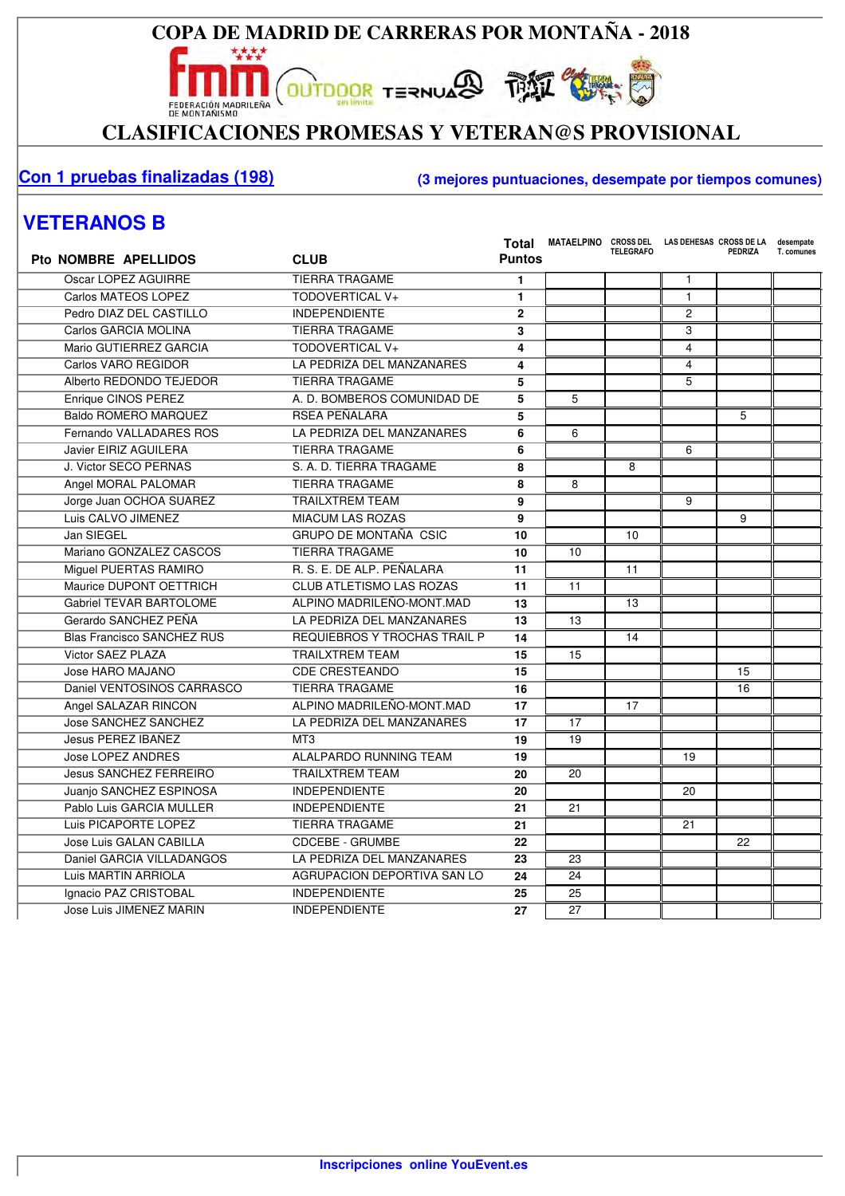# COPA DE MADRID DE CARRERAS POR MONTAÑA - 2018

## CLASIFICACIONES PROMESAS Y VETERAN@S PROVISIONAL

**Con 1 pruebas finalizadas (198)** — **(3 mejores puntuaciones, desempate por tiempos comunes)**

## VETERANOS B

| Pto | NOMBRE APELLIDOS | CLUB | Total Puntos | MATAELPINO | CROSS DEL TELEGRAFO | LAS DEHESAS | CROSS DE LA PEDRIZA | desempate T. comunes |
|---|---|---|---|---|---|---|---|---|
| | Oscar LOPEZ AGUIRRE | TIERRA TRAGAME | 1 | | | 1 | | |
| | Carlos MATEOS LOPEZ | TODOVERTICAL V+ | 1 | | | 1 | | |
| | Pedro DIAZ DEL CASTILLO | INDEPENDIENTE | 2 | | | 2 | | |
| | Carlos GARCIA MOLINA | TIERRA TRAGAME | 3 | | | 3 | | |
| | Mario GUTIERREZ GARCIA | TODOVERTICAL V+ | 4 | | | 4 | | |
| | Carlos VARO REGIDOR | LA PEDRIZA DEL MANZANARES | 4 | | | 4 | | |
| | Alberto REDONDO TEJEDOR | TIERRA TRAGAME | 5 | | | 5 | | |
| | Enrique CINOS PEREZ | A. D. BOMBEROS COMUNIDAD DE | 5 | 5 | | | | |
| | Baldo ROMERO MARQUEZ | RSEA PEÑALARA | 5 | | | | 5 | |
| | Fernando VALLADARES ROS | LA PEDRIZA DEL MANZANARES | 6 | 6 | | | | |
| | Javier EIRIZ AGUILERA | TIERRA TRAGAME | 6 | | | 6 | | |
| | J. Victor SECO PERNAS | S. A. D. TIERRA TRAGAME | 8 | | 8 | | | |
| | Angel MORAL PALOMAR | TIERRA TRAGAME | 8 | 8 | | | | |
| | Jorge Juan OCHOA SUAREZ | TRAILXTREM TEAM | 9 | | | 9 | | |
| | Luis CALVO JIMENEZ | MIACUM LAS ROZAS | 9 | | | | 9 | |
| | Jan SIEGEL | GRUPO DE MONTAÑA CSIC | 10 | | 10 | | | |
| | Mariano GONZALEZ CASCOS | TIERRA TRAGAME | 10 | 10 | | | | |
| | Miguel PUERTAS RAMIRO | R. S. E. DE ALP. PEÑALARA | 11 | | 11 | | | |
| | Maurice DUPONT OETTRICH | CLUB ATLETISMO LAS ROZAS | 11 | 11 | | | | |
| | Gabriel TEVAR BARTOLOME | ALPINO MADRILEÑO-MONT.MAD | 13 | | 13 | | | |
| | Gerardo SANCHEZ PEÑA | LA PEDRIZA DEL MANZANARES | 13 | 13 | | | | |
| | Blas Francisco SANCHEZ RUS | REQUIEBROS Y TROCHAS TRAIL P | 14 | | 14 | | | |
| | Victor SAEZ PLAZA | TRAILXTREM TEAM | 15 | 15 | | | | |
| | Jose HARO MAJANO | CDE CRESTEANDO | 15 | | | | 15 | |
| | Daniel VENTOSINOS CARRASCO | TIERRA TRAGAME | 16 | | | | 16 | |
| | Angel SALAZAR RINCON | ALPINO MADRILEÑO-MONT.MAD | 17 | | 17 | | | |
| | Jose SANCHEZ SANCHEZ | LA PEDRIZA DEL MANZANARES | 17 | 17 | | | | |
| | Jesus PEREZ IBAÑEZ | MT3 | 19 | 19 | | | | |
| | Jose LOPEZ ANDRES | ALALPARDO RUNNING TEAM | 19 | | | 19 | | |
| | Jesus SANCHEZ FERREIRO | TRAILXTREM TEAM | 20 | 20 | | | | |
| | Juanjo SANCHEZ ESPINOSA | INDEPENDIENTE | 20 | | | 20 | | |
| | Pablo Luis GARCIA MULLER | INDEPENDIENTE | 21 | 21 | | | | |
| | Luis PICAPORTE LOPEZ | TIERRA TRAGAME | 21 | | | 21 | | |
| | Jose Luis GALAN CABILLA | CDCEBE - GRUMBE | 22 | | | | 22 | |
| | Daniel GARCIA VILLADANGOS | LA PEDRIZA DEL MANZANARES | 23 | 23 | | | | |
| | Luis MARTIN ARRIOLA | AGRUPACION DEPORTIVA SAN LO | 24 | 24 | | | | |
| | Ignacio PAZ CRISTOBAL | INDEPENDIENTE | 25 | 25 | | | | |
| | Jose Luis JIMENEZ MARIN | INDEPENDIENTE | 27 | 27 | | | | |

**Inscripciones online YouEvent.es**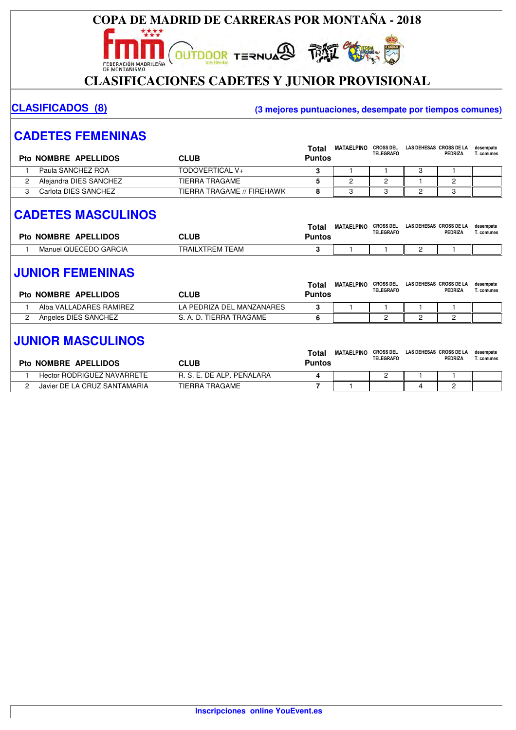# COPA DE MADRID DE CARRERAS POR MONTAÑA - 2018

## CLASIFICACIONES CADETES Y JUNIOR PROVISIONAL

**CLASIFICADOS (8)** **(3 mejores puntuaciones, desempate por tiempos comunes)**

## CADETES FEMENINAS

| Pto | NOMBRE APELLIDOS | CLUB | Total Puntos | MATAELPINO | CROSS DEL TELEGRAFO | LAS DEHESAS | CROSS DE LA PEDRIZA | desempate T. comunes |
|---|---|---|---|---|---|---|---|---|
| 1 | Paula SANCHEZ ROA | TODOVERTICAL V+ | 3 | 1 | 1 | 3 | 1 | |
| 2 | Alejandra DIES SANCHEZ | TIERRA TRAGAME | 5 | 2 | 2 | 1 | 2 | |
| 3 | Carlota DIES SANCHEZ | TIERRA TRAGAME // FIREHAWK | 8 | 3 | 3 | 2 | 3 | |

## CADETES MASCULINOS

| Pto | NOMBRE APELLIDOS | CLUB | Total Puntos | MATAELPINO | CROSS DEL TELEGRAFO | LAS DEHESAS | CROSS DE LA PEDRIZA | desempate T. comunes |
|---|---|---|---|---|---|---|---|---|
| 1 | Manuel QUECEDO GARCIA | TRAILXTREM TEAM | 3 | 1 | 1 | 2 | 1 | |

## JUNIOR FEMENINAS

| Pto | NOMBRE APELLIDOS | CLUB | Total Puntos | MATAELPINO | CROSS DEL TELEGRAFO | LAS DEHESAS | CROSS DE LA PEDRIZA | desempate T. comunes |
|---|---|---|---|---|---|---|---|---|
| 1 | Alba VALLADARES RAMIREZ | LA PEDRIZA DEL MANZANARES | 3 | 1 | 1 | 1 | 1 | |
| 2 | Angeles DIES SANCHEZ | S. A. D. TIERRA TRAGAME | 6 | | 2 | 2 | 2 | |

## JUNIOR MASCULINOS

| Pto | NOMBRE APELLIDOS | CLUB | Total Puntos | MATAELPINO | CROSS DEL TELEGRAFO | LAS DEHESAS | CROSS DE LA PEDRIZA | desempate T. comunes |
|---|---|---|---|---|---|---|---|---|
| 1 | Hector RODRIGUEZ NAVARRETE | R. S. E. DE ALP. PEÑALARA | 4 | | 2 | 1 | 1 | |
| 2 | Javier DE LA CRUZ SANTAMARIA | TIERRA TRAGAME | 7 | 1 | | 4 | 2 | |

**Inscripciones online YouEvent.es**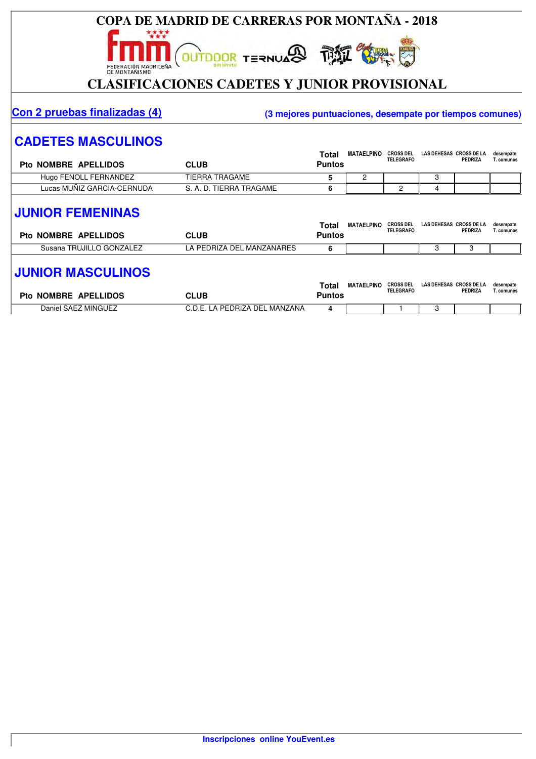# COPA DE MADRID DE CARRERAS POR MONTAÑA - 2018

## CLASIFICACIONES CADETES Y JUNIOR PROVISIONAL

**Con 2 pruebas finalizadas (4)** **(3 mejores puntuaciones, desempate por tiempos comunes)**

## CADETES MASCULINOS

| Pto | NOMBRE APELLIDOS | CLUB | Total Puntos | MATAELPINO | CROSS DEL TELEGRAFO | LAS DEHESAS | CROSS DE LA PEDRIZA | desempate T. comunes |
|---|---|---|---|---|---|---|---|---|
| | Hugo FENOLL FERNANDEZ | TIERRA TRAGAME | 5 | 2 | | 3 | | |
| | Lucas MUÑIZ GARCIA-CERNUDA | S. A. D. TIERRA TRAGAME | 6 | | 2 | 4 | | |

## JUNIOR FEMENINAS

| Pto | NOMBRE APELLIDOS | CLUB | Total Puntos | MATAELPINO | CROSS DEL TELEGRAFO | LAS DEHESAS | CROSS DE LA PEDRIZA | desempate T. comunes |
|---|---|---|---|---|---|---|---|---|
| | Susana TRUJILLO GONZALEZ | LA PEDRIZA DEL MANZANARES | 6 | | | 3 | 3 | |

## JUNIOR MASCULINOS

| Pto | NOMBRE APELLIDOS | CLUB | Total Puntos | MATAELPINO | CROSS DEL TELEGRAFO | LAS DEHESAS | CROSS DE LA PEDRIZA | desempate T. comunes |
|---|---|---|---|---|---|---|---|---|
| | Daniel SAEZ MINGUEZ | C.D.E. LA PEDRIZA DEL MANZANA | 4 | | 1 | 3 | | |

**Inscripciones online YouEvent.es**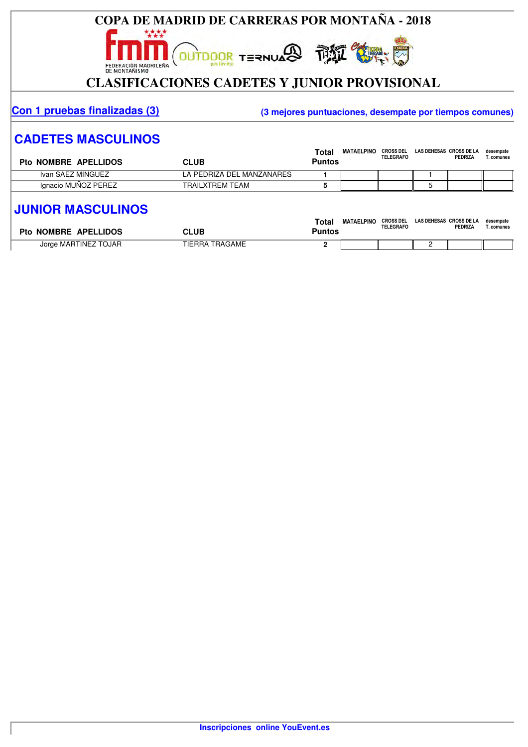# COPA DE MADRID DE CARRERAS POR MONTAÑA - 2018

FEDERACIÓN MADRILEÑA DE MONTAÑISMO

## CLASIFICACIONES CADETES Y JUNIOR PROVISIONAL

**Con 1 pruebas finalizadas (3)** **(3 mejores puntuaciones, desempate por tiempos comunes)**

## CADETES MASCULINOS

| Pto | NOMBRE APELLIDOS | CLUB | Total Puntos | MATAELPINO | CROSS DEL TELEGRAFO | LAS DEHESAS | CROSS DE LA PEDRIZA | desempate T. comunes |
|---|---|---|---|---|---|---|---|---|
| | Ivan SAEZ MINGUEZ | LA PEDRIZA DEL MANZANARES | 1 | | | 1 | | |
| | Ignacio MUÑOZ PEREZ | TRAILXTREM TEAM | 5 | | | 5 | | |

## JUNIOR MASCULINOS

| Pto | NOMBRE APELLIDOS | CLUB | Total Puntos | MATAELPINO | CROSS DEL TELEGRAFO | LAS DEHESAS | CROSS DE LA PEDRIZA | desempate T. comunes |
|---|---|---|---|---|---|---|---|---|
| | Jorge MARTINEZ TOJAR | TIERRA TRAGAME | 2 | | | 2 | | |

Inscripciones online YouEvent.es